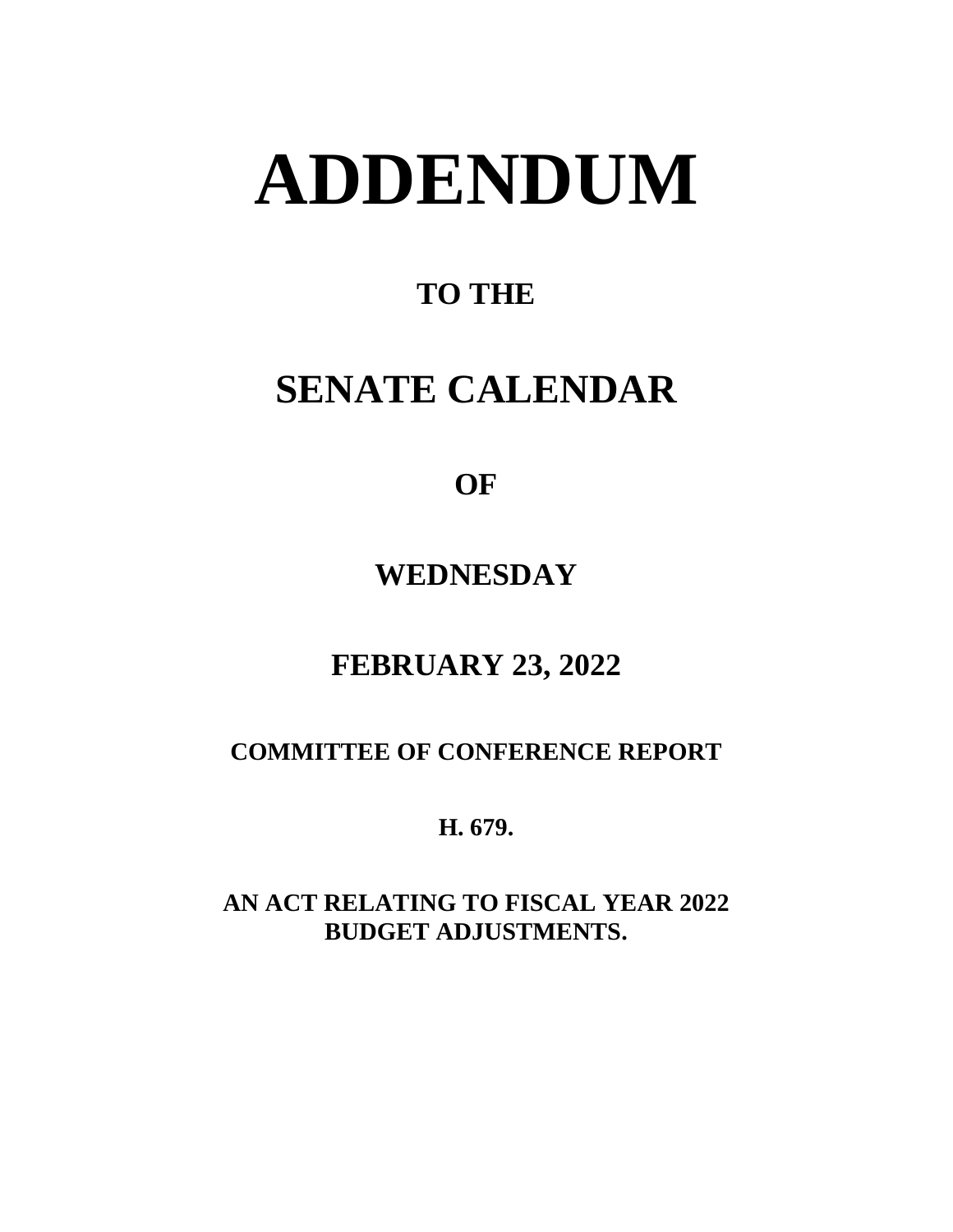# ADDENDUM

## TO THE

## SENATE CALENDAR

### OF

### WEDNESDAY

### FEBRUARY 23, 2022

**COMMITTEE OF CONFERENCE REPORT**

**H. 679.**

**AN ACT RELATING TO FISCAL YEAR 2022 BUDGET ADJUSTMENTS.**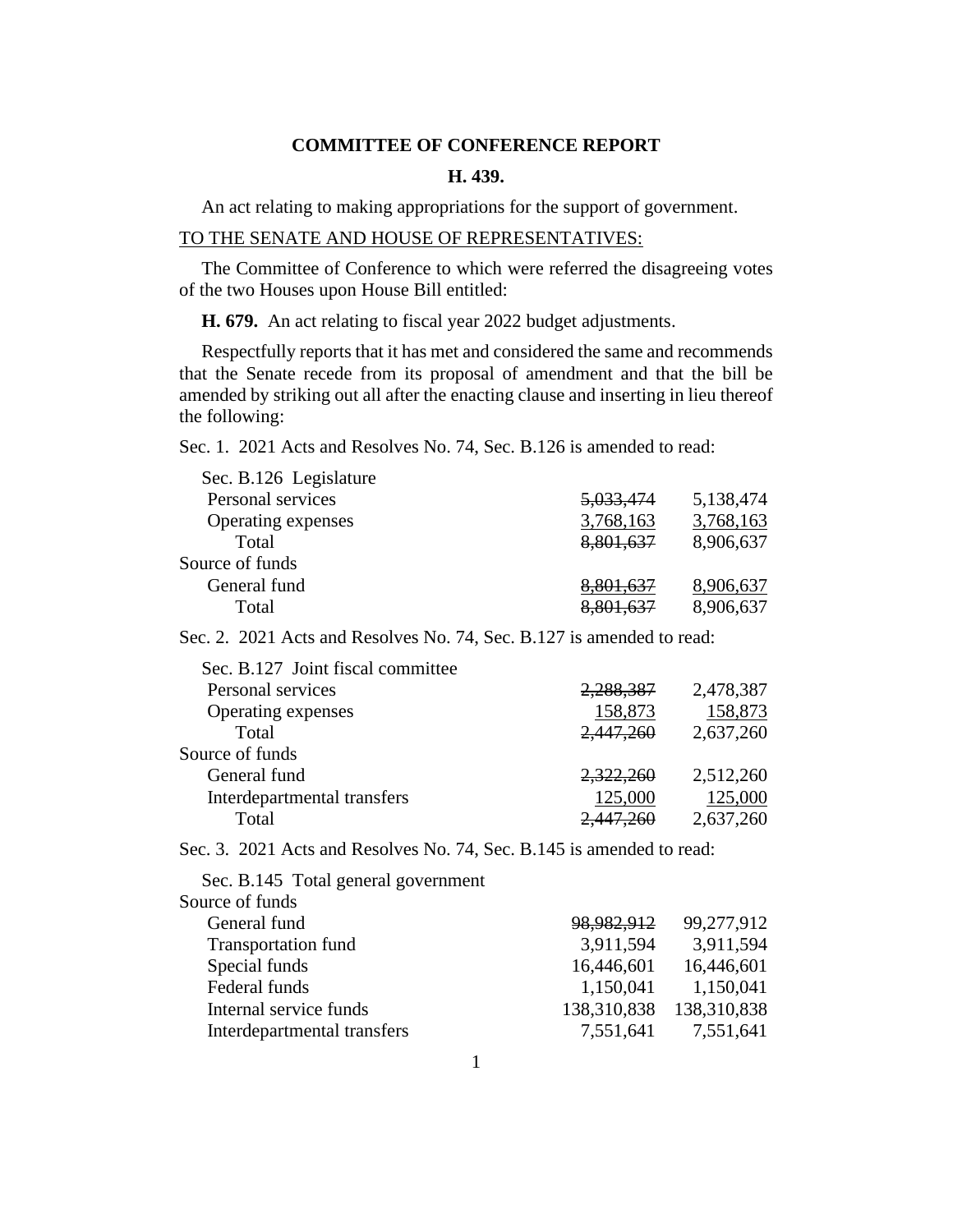**COMMITTEE OF CONFERENCE REPORT**

**H. 439.**

An act relating to making appropriations for the support of government.

TO THE SENATE AND HOUSE OF REPRESENTATIVES:

The Committee of Conference to which were referred the disagreeing votes of the two Houses upon House Bill entitled:

**H. 679.** An act relating to fiscal year 2022 budget adjustments.

Respectfully reports that it has met and considered the same and recommends that the Senate recede from its proposal of amendment and that the bill be amended by striking out all after the enacting clause and inserting in lieu thereof the following:

Sec. 1. 2021 Acts and Resolves No. 74, Sec. B.126 is amended to read:

| Sec. B.126 Legislature | | |
|---|---|---|
| Personal services | ~~5,033,474~~ | 5,138,474 |
| Operating expenses | 3,768,163 | 3,768,163 |
| Total | ~~8,801,637~~ | 8,906,637 |
| Source of funds | | |
| General fund | ~~8,801,637~~ | 8,906,637 |
| Total | ~~8,801,637~~ | 8,906,637 |

Sec. 2. 2021 Acts and Resolves No. 74, Sec. B.127 is amended to read:

| Sec. B.127 Joint fiscal committee | | |
|---|---|---|
| Personal services | ~~2,288,387~~ | 2,478,387 |
| Operating expenses | 158,873 | 158,873 |
| Total | ~~2,447,260~~ | 2,637,260 |
| Source of funds | | |
| General fund | ~~2,322,260~~ | 2,512,260 |
| Interdepartmental transfers | 125,000 | 125,000 |
| Total | ~~2,447,260~~ | 2,637,260 |

Sec. 3. 2021 Acts and Resolves No. 74, Sec. B.145 is amended to read:

| Sec. B.145 Total general government | | |
|---|---|---|
| Source of funds | | |
| General fund | ~~98,982,912~~ | 99,277,912 |
| Transportation fund | 3,911,594 | 3,911,594 |
| Special funds | 16,446,601 | 16,446,601 |
| Federal funds | 1,150,041 | 1,150,041 |
| Internal service funds | 138,310,838 | 138,310,838 |
| Interdepartmental transfers | 7,551,641 | 7,551,641 |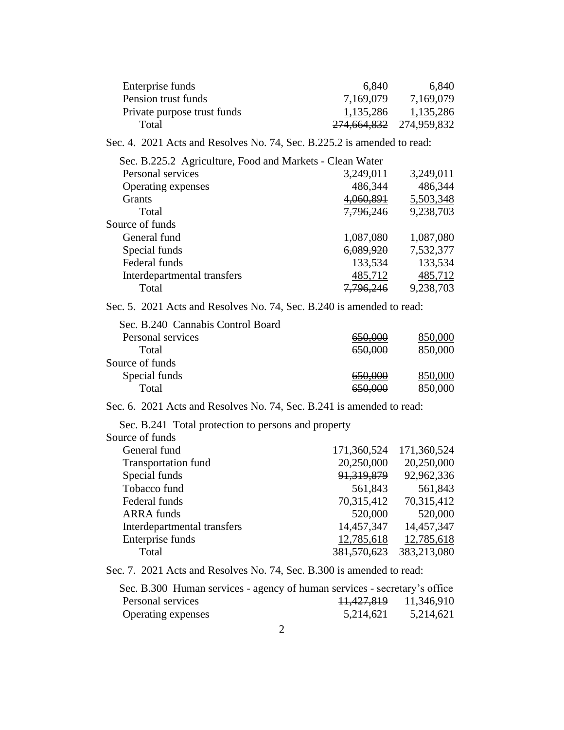| | | |
|---|---|---|
| Enterprise funds | 6,840 | 6,840 |
| Pension trust funds | 7,169,079 | 7,169,079 |
| Private purpose trust funds | 1,135,286 | 1,135,286 |
| Total | ~~274,664,832~~ | 274,959,832 |

Sec. 4. 2021 Acts and Resolves No. 74, Sec. B.225.2 is amended to read:

Sec. B.225.2 Agriculture, Food and Markets - Clean Water

| | | |
|---|---|---|
| Personal services | 3,249,011 | 3,249,011 |
| Operating expenses | 486,344 | 486,344 |
| Grants | ~~4,060,891~~ | 5,503,348 |
| Total | ~~7,796,246~~ | 9,238,703 |
| Source of funds | | |
| General fund | 1,087,080 | 1,087,080 |
| Special funds | ~~6,089,920~~ | 7,532,377 |
| Federal funds | 133,534 | 133,534 |
| Interdepartmental transfers | 485,712 | 485,712 |
| Total | ~~7,796,246~~ | 9,238,703 |

Sec. 5. 2021 Acts and Resolves No. 74, Sec. B.240 is amended to read:

Sec. B.240 Cannabis Control Board

| | | |
|---|---|---|
| Personal services | ~~650,000~~ | 850,000 |
| Total | ~~650,000~~ | 850,000 |
| Source of funds | | |
| Special funds | ~~650,000~~ | 850,000 |
| Total | ~~650,000~~ | 850,000 |

Sec. 6. 2021 Acts and Resolves No. 74, Sec. B.241 is amended to read:

Sec. B.241 Total protection to persons and property

| | | |
|---|---|---|
| Source of funds | | |
| General fund | 171,360,524 | 171,360,524 |
| Transportation fund | 20,250,000 | 20,250,000 |
| Special funds | ~~91,319,879~~ | 92,962,336 |
| Tobacco fund | 561,843 | 561,843 |
| Federal funds | 70,315,412 | 70,315,412 |
| ARRA funds | 520,000 | 520,000 |
| Interdepartmental transfers | 14,457,347 | 14,457,347 |
| Enterprise funds | 12,785,618 | 12,785,618 |
| Total | ~~381,570,623~~ | 383,213,080 |

Sec. 7. 2021 Acts and Resolves No. 74, Sec. B.300 is amended to read:

Sec. B.300 Human services - agency of human services - secretary's office

| | | |
|---|---|---|
| Personal services | ~~11,427,819~~ | 11,346,910 |
| Operating expenses | 5,214,621 | 5,214,621 |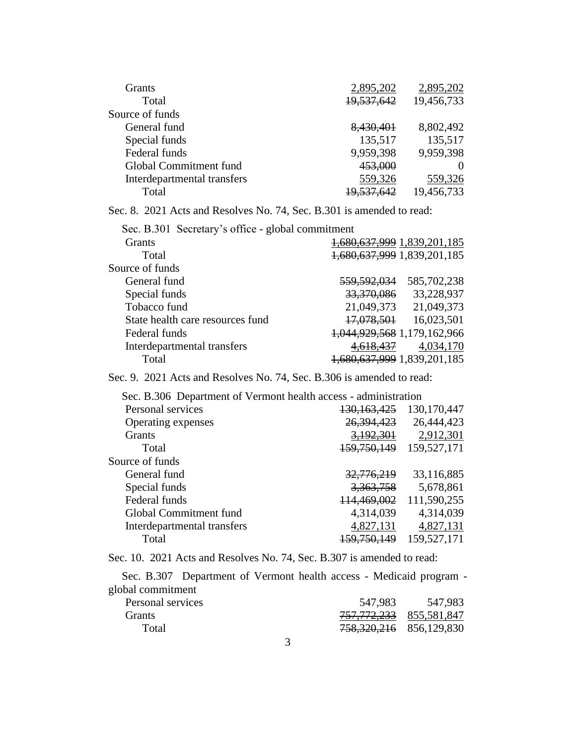| | | |
|---|---|---|
| Grants | 2,895,202 | 2,895,202 |
| Total | ~~19,537,642~~ | 19,456,733 |
| Source of funds | | |
| General fund | ~~8,430,401~~ | 8,802,492 |
| Special funds | 135,517 | 135,517 |
| Federal funds | 9,959,398 | 9,959,398 |
| Global Commitment fund | ~~453,000~~ | 0 |
| Interdepartmental transfers | 559,326 | 559,326 |
| Total | ~~19,537,642~~ | 19,456,733 |

Sec. 8. 2021 Acts and Resolves No. 74, Sec. B.301 is amended to read:

Sec. B.301 Secretary's office - global commitment

| | | |
|---|---|---|
| Grants | ~~1,680,637,999~~ | 1,839,201,185 |
| Total | ~~1,680,637,999~~ | 1,839,201,185 |
| Source of funds | | |
| General fund | ~~559,592,034~~ | 585,702,238 |
| Special funds | ~~33,370,086~~ | 33,228,937 |
| Tobacco fund | 21,049,373 | 21,049,373 |
| State health care resources fund | ~~17,078,501~~ | 16,023,501 |
| Federal funds | ~~1,044,929,568~~ | 1,179,162,966 |
| Interdepartmental transfers | ~~4,618,437~~ | 4,034,170 |
| Total | ~~1,680,637,999~~ | 1,839,201,185 |

Sec. 9. 2021 Acts and Resolves No. 74, Sec. B.306 is amended to read:

Sec. B.306 Department of Vermont health access - administration

| | | |
|---|---|---|
| Personal services | ~~130,163,425~~ | 130,170,447 |
| Operating expenses | ~~26,394,423~~ | 26,444,423 |
| Grants | ~~3,192,301~~ | 2,912,301 |
| Total | ~~159,750,149~~ | 159,527,171 |
| Source of funds | | |
| General fund | ~~32,776,219~~ | 33,116,885 |
| Special funds | ~~3,363,758~~ | 5,678,861 |
| Federal funds | ~~114,469,002~~ | 111,590,255 |
| Global Commitment fund | 4,314,039 | 4,314,039 |
| Interdepartmental transfers | 4,827,131 | 4,827,131 |
| Total | ~~159,750,149~~ | 159,527,171 |

Sec. 10. 2021 Acts and Resolves No. 74, Sec. B.307 is amended to read:

Sec. B.307 Department of Vermont health access - Medicaid program - global commitment

| | | |
|---|---|---|
| Personal services | 547,983 | 547,983 |
| Grants | ~~757,772,233~~ | 855,581,847 |
| Total | ~~758,320,216~~ | 856,129,830 |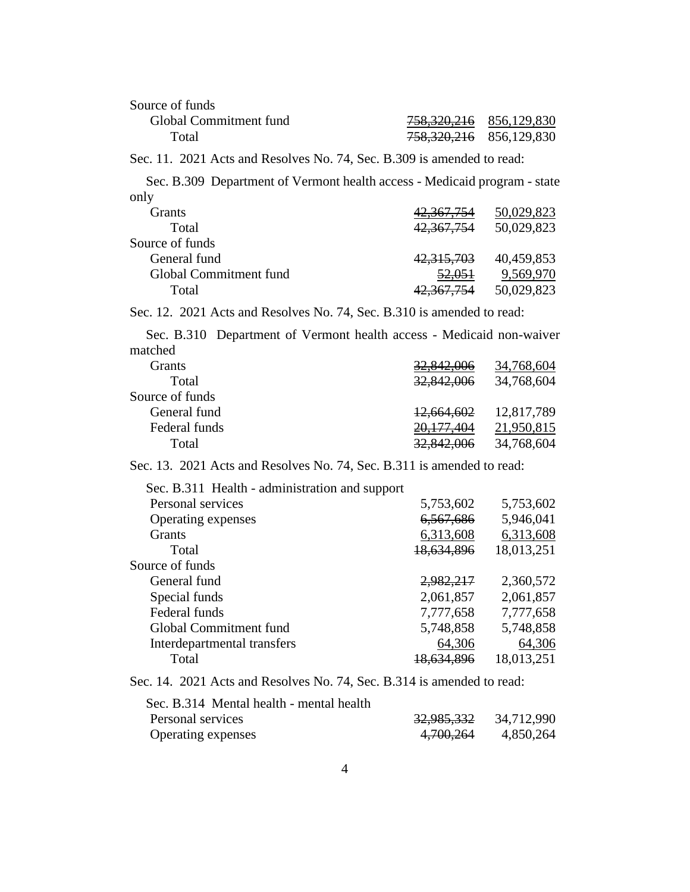| Source of funds | | |
|---|---|---|
| Global Commitment fund | ~~758,320,216~~ | 856,129,830 |
| Total | ~~758,320,216~~ | 856,129,830 |

Sec. 11. 2021 Acts and Resolves No. 74, Sec. B.309 is amended to read:

Sec. B.309 Department of Vermont health access - Medicaid program - state only

| | | |
|---|---|---|
| Grants | ~~42,367,754~~ | 50,029,823 |
| Total | ~~42,367,754~~ | 50,029,823 |
| Source of funds | | |
| General fund | ~~42,315,703~~ | 40,459,853 |
| Global Commitment fund | ~~52,051~~ | 9,569,970 |
| Total | ~~42,367,754~~ | 50,029,823 |

Sec. 12. 2021 Acts and Resolves No. 74, Sec. B.310 is amended to read:

Sec. B.310 Department of Vermont health access - Medicaid non-waiver matched

| | | |
|---|---|---|
| Grants | ~~32,842,006~~ | 34,768,604 |
| Total | ~~32,842,006~~ | 34,768,604 |
| Source of funds | | |
| General fund | ~~12,664,602~~ | 12,817,789 |
| Federal funds | ~~20,177,404~~ | 21,950,815 |
| Total | ~~32,842,006~~ | 34,768,604 |

Sec. 13. 2021 Acts and Resolves No. 74, Sec. B.311 is amended to read:

Sec. B.311 Health - administration and support

| | | |
|---|---|---|
| Personal services | 5,753,602 | 5,753,602 |
| Operating expenses | ~~6,567,686~~ | 5,946,041 |
| Grants | 6,313,608 | 6,313,608 |
| Total | ~~18,634,896~~ | 18,013,251 |
| Source of funds | | |
| General fund | ~~2,982,217~~ | 2,360,572 |
| Special funds | 2,061,857 | 2,061,857 |
| Federal funds | 7,777,658 | 7,777,658 |
| Global Commitment fund | 5,748,858 | 5,748,858 |
| Interdepartmental transfers | 64,306 | 64,306 |
| Total | ~~18,634,896~~ | 18,013,251 |

Sec. 14. 2021 Acts and Resolves No. 74, Sec. B.314 is amended to read:

Sec. B.314 Mental health - mental health

| | | |
|---|---|---|
| Personal services | ~~32,985,332~~ | 34,712,990 |
| Operating expenses | ~~4,700,264~~ | 4,850,264 |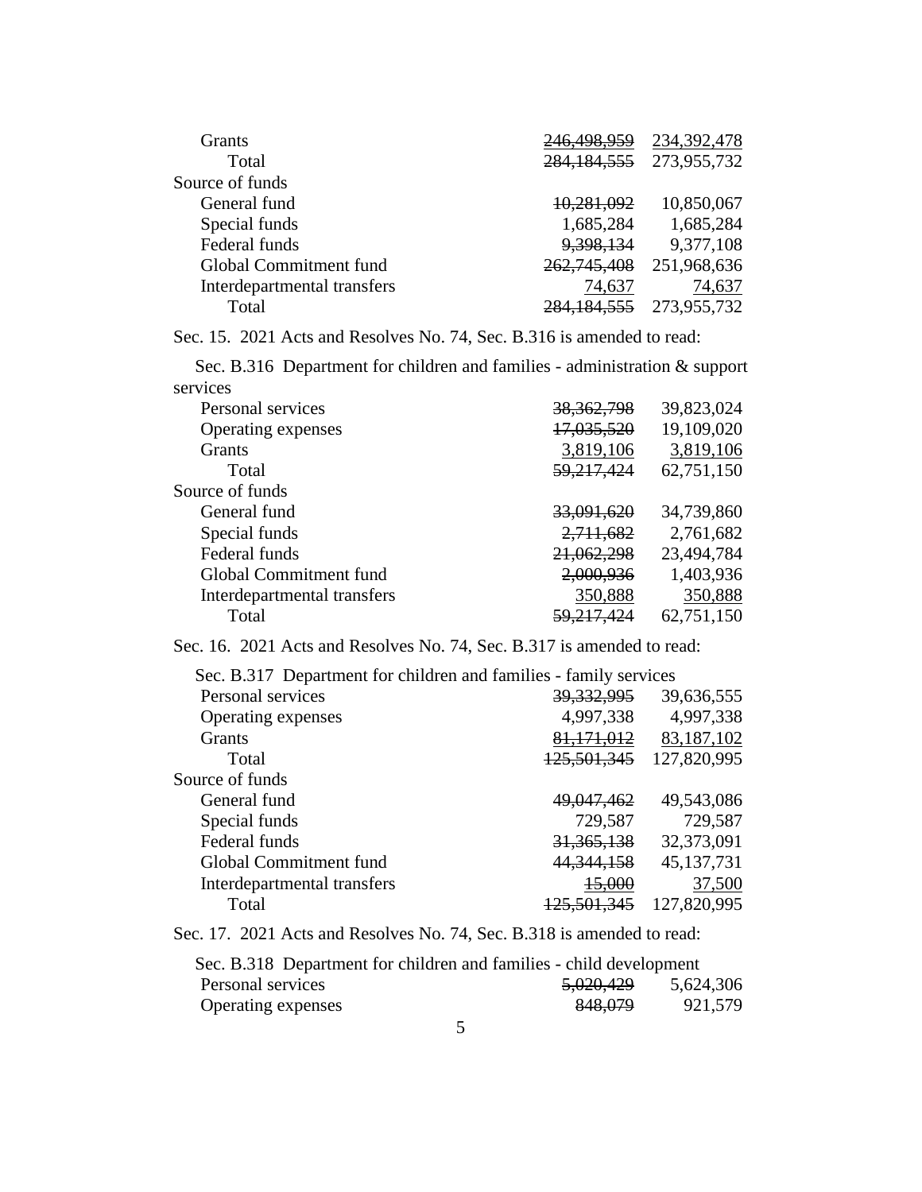| | | |
|---|---|---|
| Grants | ~~246,498,959~~ | 234,392,478 |
| Total | ~~284,184,555~~ | 273,955,732 |
| Source of funds | | |
| General fund | ~~10,281,092~~ | 10,850,067 |
| Special funds | 1,685,284 | 1,685,284 |
| Federal funds | ~~9,398,134~~ | 9,377,108 |
| Global Commitment fund | ~~262,745,408~~ | 251,968,636 |
| Interdepartmental transfers | 74,637 | 74,637 |
| Total | ~~284,184,555~~ | 273,955,732 |

Sec. 15. 2021 Acts and Resolves No. 74, Sec. B.316 is amended to read:

Sec. B.316 Department for children and families - administration & support services

| | | |
|---|---|---|
| Personal services | ~~38,362,798~~ | 39,823,024 |
| Operating expenses | ~~17,035,520~~ | 19,109,020 |
| Grants | 3,819,106 | 3,819,106 |
| Total | ~~59,217,424~~ | 62,751,150 |
| Source of funds | | |
| General fund | ~~33,091,620~~ | 34,739,860 |
| Special funds | ~~2,711,682~~ | 2,761,682 |
| Federal funds | ~~21,062,298~~ | 23,494,784 |
| Global Commitment fund | ~~2,000,936~~ | 1,403,936 |
| Interdepartmental transfers | 350,888 | 350,888 |
| Total | ~~59,217,424~~ | 62,751,150 |

Sec. 16. 2021 Acts and Resolves No. 74, Sec. B.317 is amended to read:

Sec. B.317 Department for children and families - family services

| | | |
|---|---|---|
| Personal services | ~~39,332,995~~ | 39,636,555 |
| Operating expenses | 4,997,338 | 4,997,338 |
| Grants | ~~81,171,012~~ | 83,187,102 |
| Total | ~~125,501,345~~ | 127,820,995 |
| Source of funds | | |
| General fund | ~~49,047,462~~ | 49,543,086 |
| Special funds | 729,587 | 729,587 |
| Federal funds | ~~31,365,138~~ | 32,373,091 |
| Global Commitment fund | ~~44,344,158~~ | 45,137,731 |
| Interdepartmental transfers | ~~15,000~~ | 37,500 |
| Total | ~~125,501,345~~ | 127,820,995 |

Sec. 17. 2021 Acts and Resolves No. 74, Sec. B.318 is amended to read:

Sec. B.318 Department for children and families - child development

| | | |
|---|---|---|
| Personal services | ~~5,020,429~~ | 5,624,306 |
| Operating expenses | ~~848,079~~ | 921,579 |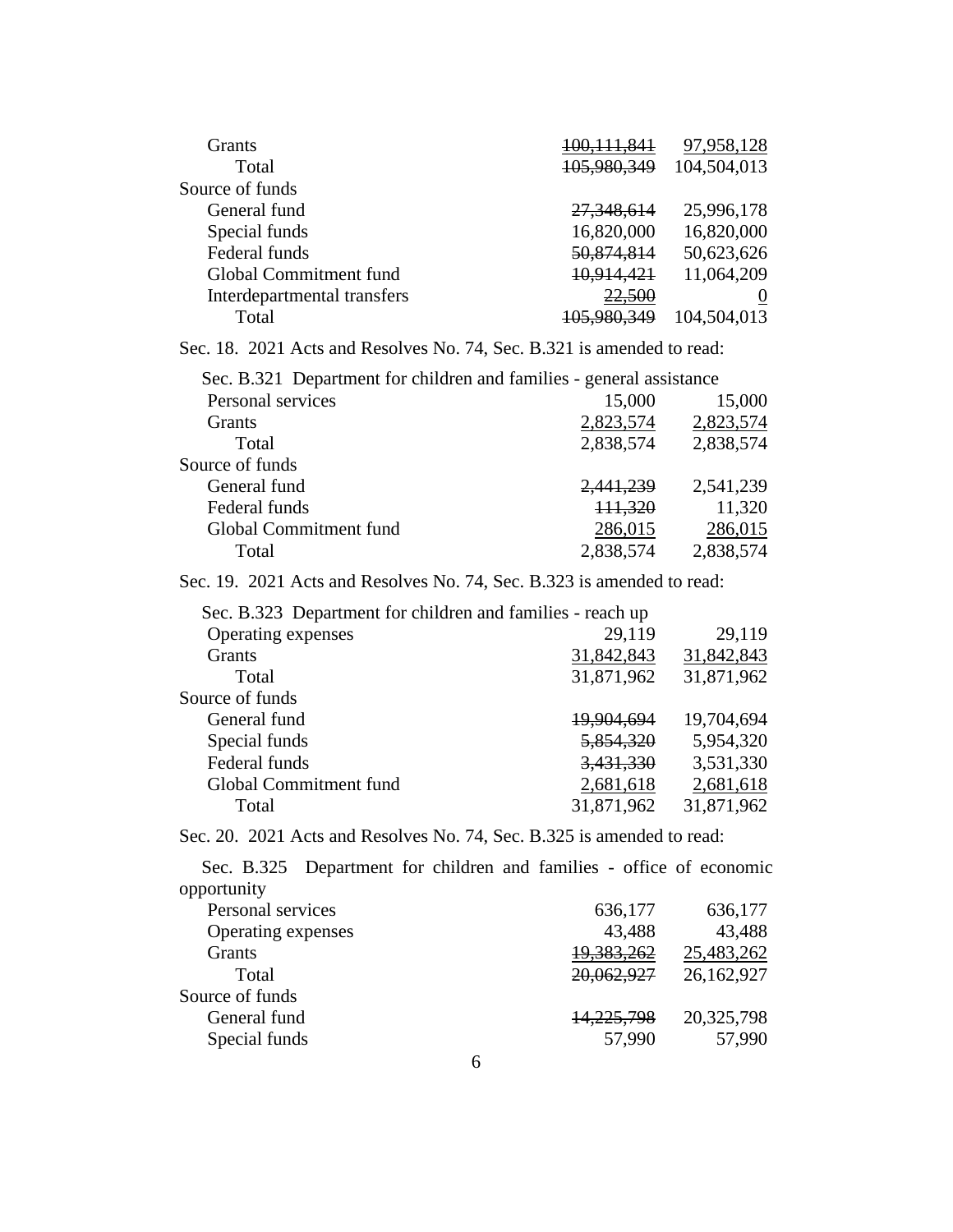| | | |
|---|---|---|
| Grants | ~~100,111,841~~ | 97,958,128 |
| Total | ~~105,980,349~~ | 104,504,013 |
| Source of funds | | |
| General fund | ~~27,348,614~~ | 25,996,178 |
| Special funds | 16,820,000 | 16,820,000 |
| Federal funds | ~~50,874,814~~ | 50,623,626 |
| Global Commitment fund | ~~10,914,421~~ | 11,064,209 |
| Interdepartmental transfers | ~~22,500~~ | 0 |
| Total | ~~105,980,349~~ | 104,504,013 |

Sec. 18. 2021 Acts and Resolves No. 74, Sec. B.321 is amended to read:

Sec. B.321 Department for children and families - general assistance

| | | |
|---|---|---|
| Personal services | 15,000 | 15,000 |
| Grants | 2,823,574 | 2,823,574 |
| Total | 2,838,574 | 2,838,574 |
| Source of funds | | |
| General fund | ~~2,441,239~~ | 2,541,239 |
| Federal funds | ~~111,320~~ | 11,320 |
| Global Commitment fund | 286,015 | 286,015 |
| Total | 2,838,574 | 2,838,574 |

Sec. 19. 2021 Acts and Resolves No. 74, Sec. B.323 is amended to read:

Sec. B.323 Department for children and families - reach up

| | | |
|---|---|---|
| Operating expenses | 29,119 | 29,119 |
| Grants | 31,842,843 | 31,842,843 |
| Total | 31,871,962 | 31,871,962 |
| Source of funds | | |
| General fund | ~~19,904,694~~ | 19,704,694 |
| Special funds | ~~5,854,320~~ | 5,954,320 |
| Federal funds | ~~3,431,330~~ | 3,531,330 |
| Global Commitment fund | 2,681,618 | 2,681,618 |
| Total | 31,871,962 | 31,871,962 |

Sec. 20. 2021 Acts and Resolves No. 74, Sec. B.325 is amended to read:

Sec. B.325 Department for children and families - office of economic opportunity

| | | |
|---|---|---|
| Personal services | 636,177 | 636,177 |
| Operating expenses | 43,488 | 43,488 |
| Grants | ~~19,383,262~~ | 25,483,262 |
| Total | ~~20,062,927~~ | 26,162,927 |
| Source of funds | | |
| General fund | ~~14,225,798~~ | 20,325,798 |
| Special funds | 57,990 | 57,990 |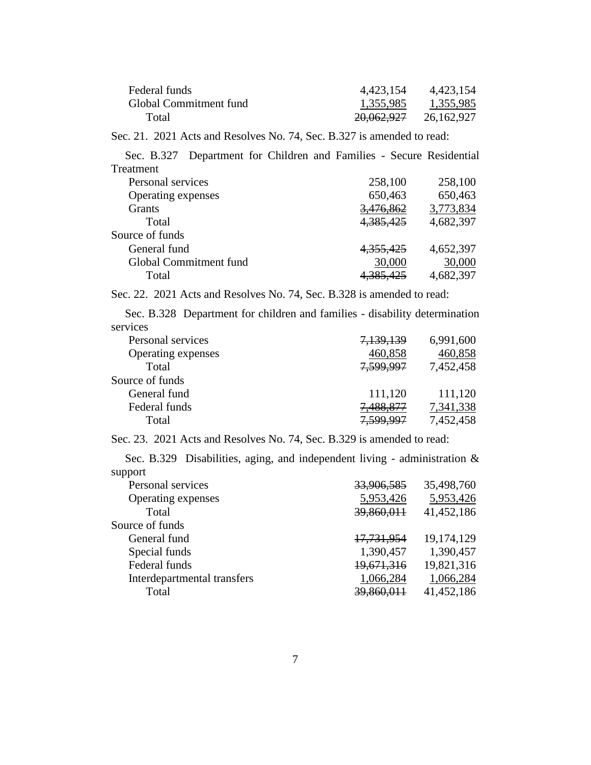| | | |
|---|---|---|
| Federal funds | 4,423,154 | 4,423,154 |
| Global Commitment fund | 1,355,985 | 1,355,985 |
| Total | ~~20,062,927~~ | 26,162,927 |

Sec. 21. 2021 Acts and Resolves No. 74, Sec. B.327 is amended to read:

Sec. B.327 Department for Children and Families - Secure Residential Treatment

| | | |
|---|---|---|
| Personal services | 258,100 | 258,100 |
| Operating expenses | 650,463 | 650,463 |
| Grants | ~~3,476,862~~ | 3,773,834 |
| Total | ~~4,385,425~~ | 4,682,397 |
| Source of funds | | |
| General fund | ~~4,355,425~~ | 4,652,397 |
| Global Commitment fund | 30,000 | 30,000 |
| Total | ~~4,385,425~~ | 4,682,397 |

Sec. 22. 2021 Acts and Resolves No. 74, Sec. B.328 is amended to read:

Sec. B.328 Department for children and families - disability determination services

| | | |
|---|---|---|
| Personal services | ~~7,139,139~~ | 6,991,600 |
| Operating expenses | 460,858 | 460,858 |
| Total | ~~7,599,997~~ | 7,452,458 |
| Source of funds | | |
| General fund | 111,120 | 111,120 |
| Federal funds | ~~7,488,877~~ | 7,341,338 |
| Total | ~~7,599,997~~ | 7,452,458 |

Sec. 23. 2021 Acts and Resolves No. 74, Sec. B.329 is amended to read:

Sec. B.329 Disabilities, aging, and independent living - administration & support

| | | |
|---|---|---|
| Personal services | ~~33,906,585~~ | 35,498,760 |
| Operating expenses | 5,953,426 | 5,953,426 |
| Total | ~~39,860,011~~ | 41,452,186 |
| Source of funds | | |
| General fund | ~~17,731,954~~ | 19,174,129 |
| Special funds | 1,390,457 | 1,390,457 |
| Federal funds | ~~19,671,316~~ | 19,821,316 |
| Interdepartmental transfers | 1,066,284 | 1,066,284 |
| Total | ~~39,860,011~~ | 41,452,186 |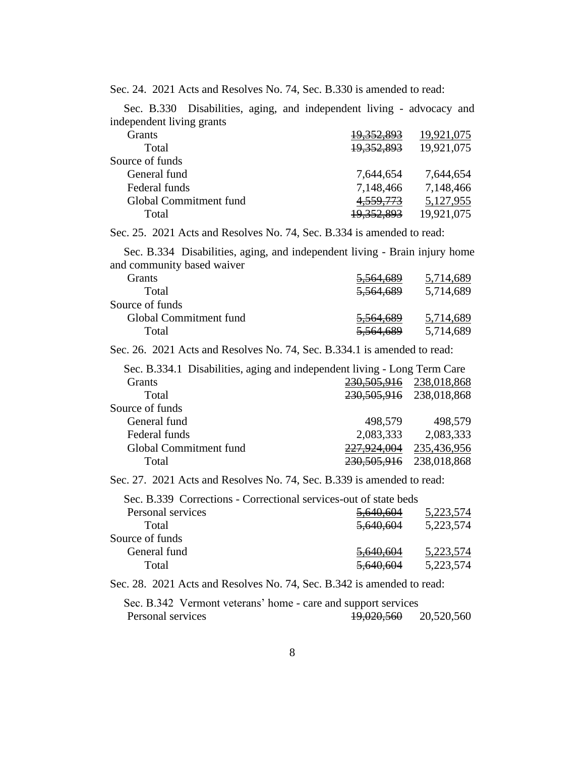Sec. 24. 2021 Acts and Resolves No. 74, Sec. B.330 is amended to read:

Sec. B.330 Disabilities, aging, and independent living - advocacy and independent living grants

| | | |
|---|---|---|
| Grants | ~~19,352,893~~ | 19,921,075 |
| Total | ~~19,352,893~~ | 19,921,075 |
| Source of funds | | |
| General fund | 7,644,654 | 7,644,654 |
| Federal funds | 7,148,466 | 7,148,466 |
| Global Commitment fund | ~~4,559,773~~ | 5,127,955 |
| Total | ~~19,352,893~~ | 19,921,075 |

Sec. 25. 2021 Acts and Resolves No. 74, Sec. B.334 is amended to read:

Sec. B.334 Disabilities, aging, and independent living - Brain injury home and community based waiver

| | | |
|---|---|---|
| Grants | ~~5,564,689~~ | 5,714,689 |
| Total | ~~5,564,689~~ | 5,714,689 |
| Source of funds | | |
| Global Commitment fund | ~~5,564,689~~ | 5,714,689 |
| Total | ~~5,564,689~~ | 5,714,689 |

Sec. 26. 2021 Acts and Resolves No. 74, Sec. B.334.1 is amended to read:

Sec. B.334.1 Disabilities, aging and independent living - Long Term Care

| | | |
|---|---|---|
| Grants | ~~230,505,916~~ | 238,018,868 |
| Total | ~~230,505,916~~ | 238,018,868 |
| Source of funds | | |
| General fund | 498,579 | 498,579 |
| Federal funds | 2,083,333 | 2,083,333 |
| Global Commitment fund | ~~227,924,004~~ | 235,436,956 |
| Total | ~~230,505,916~~ | 238,018,868 |

Sec. 27. 2021 Acts and Resolves No. 74, Sec. B.339 is amended to read:

Sec. B.339 Corrections - Correctional services-out of state beds

| | | |
|---|---|---|
| Personal services | ~~5,640,604~~ | 5,223,574 |
| Total | ~~5,640,604~~ | 5,223,574 |
| Source of funds | | |
| General fund | ~~5,640,604~~ | 5,223,574 |
| Total | ~~5,640,604~~ | 5,223,574 |

Sec. 28. 2021 Acts and Resolves No. 74, Sec. B.342 is amended to read:

Sec. B.342 Vermont veterans' home - care and support services

| | | |
|---|---|---|
| Personal services | ~~19,020,560~~ | 20,520,560 |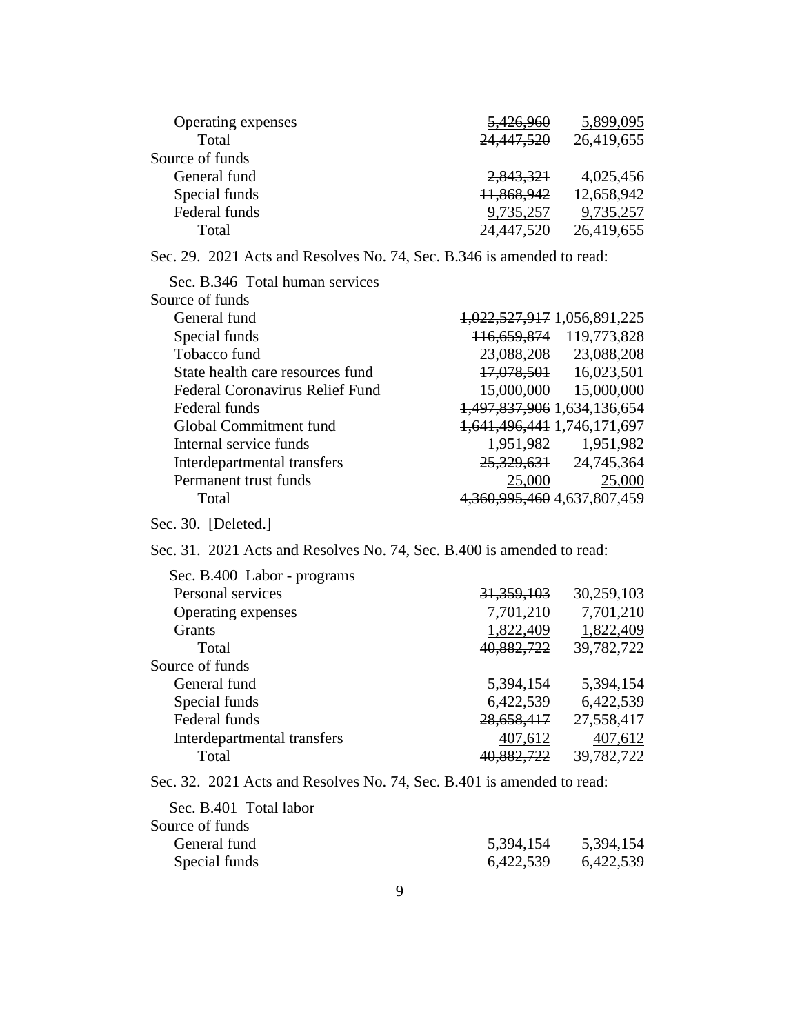| | | |
|---|---|---|
| Operating expenses | ~~5,426,960~~ | 5,899,095 |
| Total | ~~24,447,520~~ | 26,419,655 |
| Source of funds | | |
| General fund | ~~2,843,321~~ | 4,025,456 |
| Special funds | ~~11,868,942~~ | 12,658,942 |
| Federal funds | 9,735,257 | 9,735,257 |
| Total | ~~24,447,520~~ | 26,419,655 |

Sec. 29. 2021 Acts and Resolves No. 74, Sec. B.346 is amended to read:

| Sec. B.346 Total human services | | |
|---|---|---|
| Source of funds | | |
| General fund | ~~1,022,527,917~~ | 1,056,891,225 |
| Special funds | ~~116,659,874~~ | 119,773,828 |
| Tobacco fund | 23,088,208 | 23,088,208 |
| State health care resources fund | ~~17,078,501~~ | 16,023,501 |
| Federal Coronavirus Relief Fund | 15,000,000 | 15,000,000 |
| Federal funds | ~~1,497,837,906~~ | 1,634,136,654 |
| Global Commitment fund | ~~1,641,496,441~~ | 1,746,171,697 |
| Internal service funds | 1,951,982 | 1,951,982 |
| Interdepartmental transfers | ~~25,329,631~~ | 24,745,364 |
| Permanent trust funds | 25,000 | 25,000 |
| Total | ~~4,360,995,460~~ | 4,637,807,459 |

Sec. 30. [Deleted.]

Sec. 31. 2021 Acts and Resolves No. 74, Sec. B.400 is amended to read:

| Sec. B.400 Labor - programs | | |
|---|---|---|
| Personal services | ~~31,359,103~~ | 30,259,103 |
| Operating expenses | 7,701,210 | 7,701,210 |
| Grants | 1,822,409 | 1,822,409 |
| Total | ~~40,882,722~~ | 39,782,722 |
| Source of funds | | |
| General fund | 5,394,154 | 5,394,154 |
| Special funds | 6,422,539 | 6,422,539 |
| Federal funds | ~~28,658,417~~ | 27,558,417 |
| Interdepartmental transfers | 407,612 | 407,612 |
| Total | ~~40,882,722~~ | 39,782,722 |

Sec. 32. 2021 Acts and Resolves No. 74, Sec. B.401 is amended to read:

| Sec. B.401 Total labor | | |
|---|---|---|
| Source of funds | | |
| General fund | 5,394,154 | 5,394,154 |
| Special funds | 6,422,539 | 6,422,539 |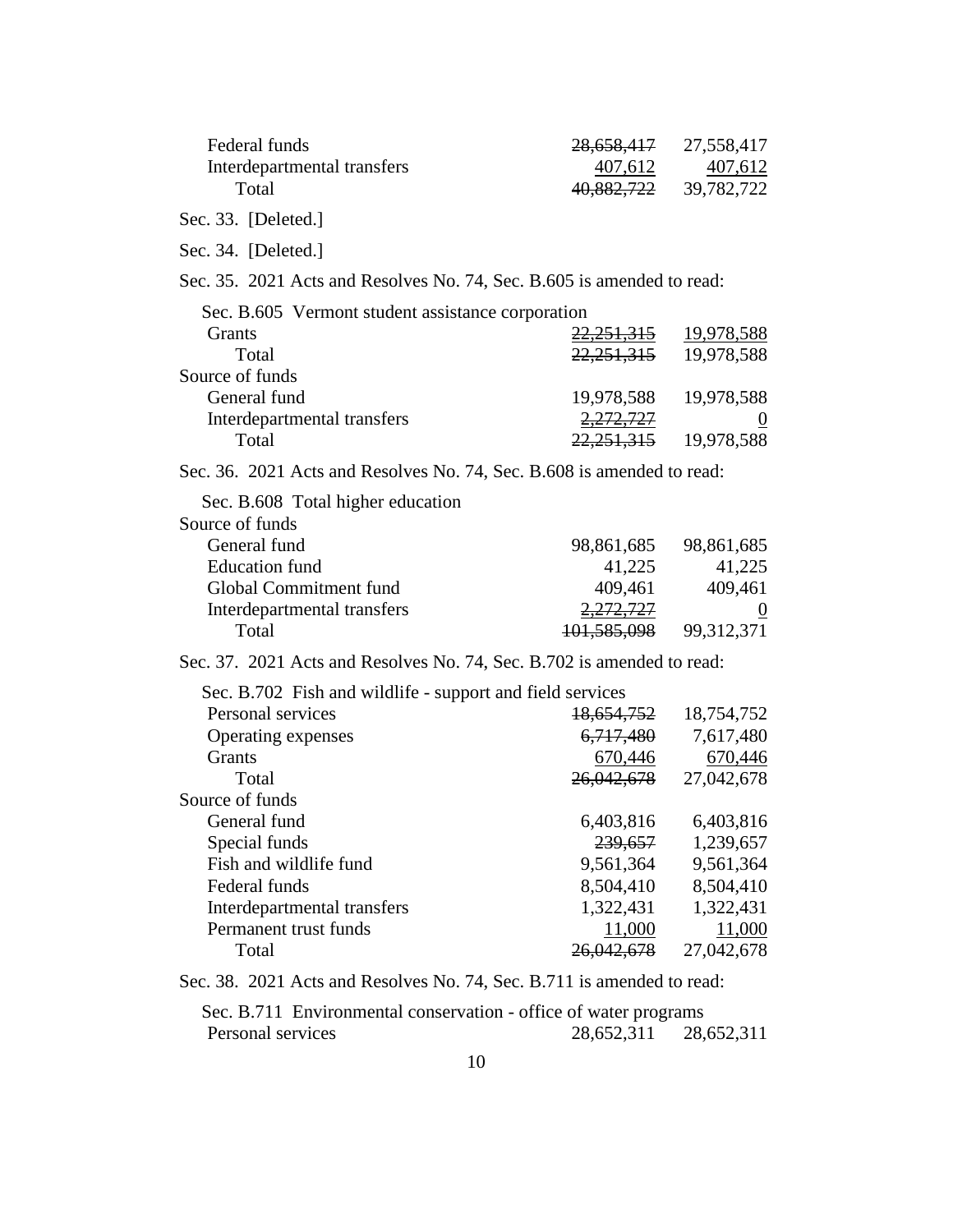| | | |
|---|---|---|
| Federal funds | ~~28,658,417~~ | 27,558,417 |
| Interdepartmental transfers | 407,612 | 407,612 |
| Total | ~~40,882,722~~ | 39,782,722 |

Sec. 33. [Deleted.]

Sec. 34. [Deleted.]

Sec. 35. 2021 Acts and Resolves No. 74, Sec. B.605 is amended to read:

Sec. B.605 Vermont student assistance corporation

| | | |
|---|---|---|
| Grants | ~~22,251,315~~ | 19,978,588 |
| Total | ~~22,251,315~~ | 19,978,588 |
| Source of funds | | |
| General fund | 19,978,588 | 19,978,588 |
| Interdepartmental transfers | ~~2,272,727~~ | 0 |
| Total | ~~22,251,315~~ | 19,978,588 |

Sec. 36. 2021 Acts and Resolves No. 74, Sec. B.608 is amended to read:

Sec. B.608 Total higher education

| | | |
|---|---|---|
| Source of funds | | |
| General fund | 98,861,685 | 98,861,685 |
| Education fund | 41,225 | 41,225 |
| Global Commitment fund | 409,461 | 409,461 |
| Interdepartmental transfers | ~~2,272,727~~ | 0 |
| Total | ~~101,585,098~~ | 99,312,371 |

Sec. 37. 2021 Acts and Resolves No. 74, Sec. B.702 is amended to read:

Sec. B.702 Fish and wildlife - support and field services

| | | |
|---|---|---|
| Personal services | ~~18,654,752~~ | 18,754,752 |
| Operating expenses | ~~6,717,480~~ | 7,617,480 |
| Grants | 670,446 | 670,446 |
| Total | ~~26,042,678~~ | 27,042,678 |
| Source of funds | | |
| General fund | 6,403,816 | 6,403,816 |
| Special funds | ~~239,657~~ | 1,239,657 |
| Fish and wildlife fund | 9,561,364 | 9,561,364 |
| Federal funds | 8,504,410 | 8,504,410 |
| Interdepartmental transfers | 1,322,431 | 1,322,431 |
| Permanent trust funds | 11,000 | 11,000 |
| Total | ~~26,042,678~~ | 27,042,678 |

Sec. 38. 2021 Acts and Resolves No. 74, Sec. B.711 is amended to read:

Sec. B.711 Environmental conservation - office of water programs

| | | |
|---|---|---|
| Personal services | 28,652,311 | 28,652,311 |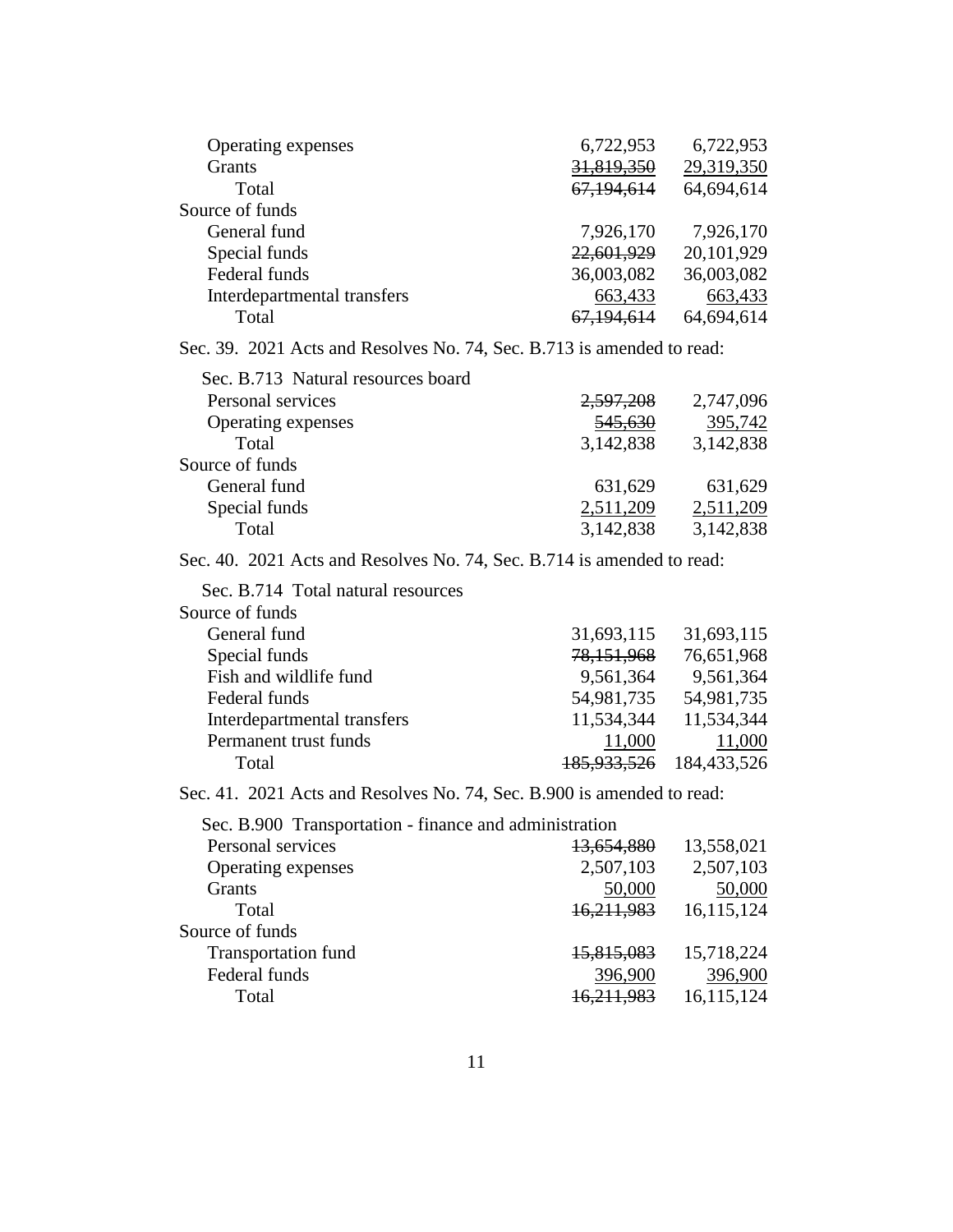| | | |
|---|---|---|
| Operating expenses | 6,722,953 | 6,722,953 |
| Grants | ~~31,819,350~~ | 29,319,350 |
| Total | ~~67,194,614~~ | 64,694,614 |
| Source of funds | | |
| General fund | 7,926,170 | 7,926,170 |
| Special funds | ~~22,601,929~~ | 20,101,929 |
| Federal funds | 36,003,082 | 36,003,082 |
| Interdepartmental transfers | 663,433 | 663,433 |
| Total | ~~67,194,614~~ | 64,694,614 |

Sec. 39. 2021 Acts and Resolves No. 74, Sec. B.713 is amended to read:

| Sec. B.713 Natural resources board | | |
|---|---|---|
| Personal services | ~~2,597,208~~ | 2,747,096 |
| Operating expenses | ~~545,630~~ | 395,742 |
| Total | 3,142,838 | 3,142,838 |
| Source of funds | | |
| General fund | 631,629 | 631,629 |
| Special funds | 2,511,209 | 2,511,209 |
| Total | 3,142,838 | 3,142,838 |

Sec. 40. 2021 Acts and Resolves No. 74, Sec. B.714 is amended to read:

| Sec. B.714 Total natural resources | | |
|---|---|---|
| Source of funds | | |
| General fund | 31,693,115 | 31,693,115 |
| Special funds | ~~78,151,968~~ | 76,651,968 |
| Fish and wildlife fund | 9,561,364 | 9,561,364 |
| Federal funds | 54,981,735 | 54,981,735 |
| Interdepartmental transfers | 11,534,344 | 11,534,344 |
| Permanent trust funds | 11,000 | 11,000 |
| Total | ~~185,933,526~~ | 184,433,526 |

Sec. 41. 2021 Acts and Resolves No. 74, Sec. B.900 is amended to read:

| Sec. B.900 Transportation - finance and administration | | |
|---|---|---|
| Personal services | ~~13,654,880~~ | 13,558,021 |
| Operating expenses | 2,507,103 | 2,507,103 |
| Grants | 50,000 | 50,000 |
| Total | ~~16,211,983~~ | 16,115,124 |
| Source of funds | | |
| Transportation fund | ~~15,815,083~~ | 15,718,224 |
| Federal funds | 396,900 | 396,900 |
| Total | ~~16,211,983~~ | 16,115,124 |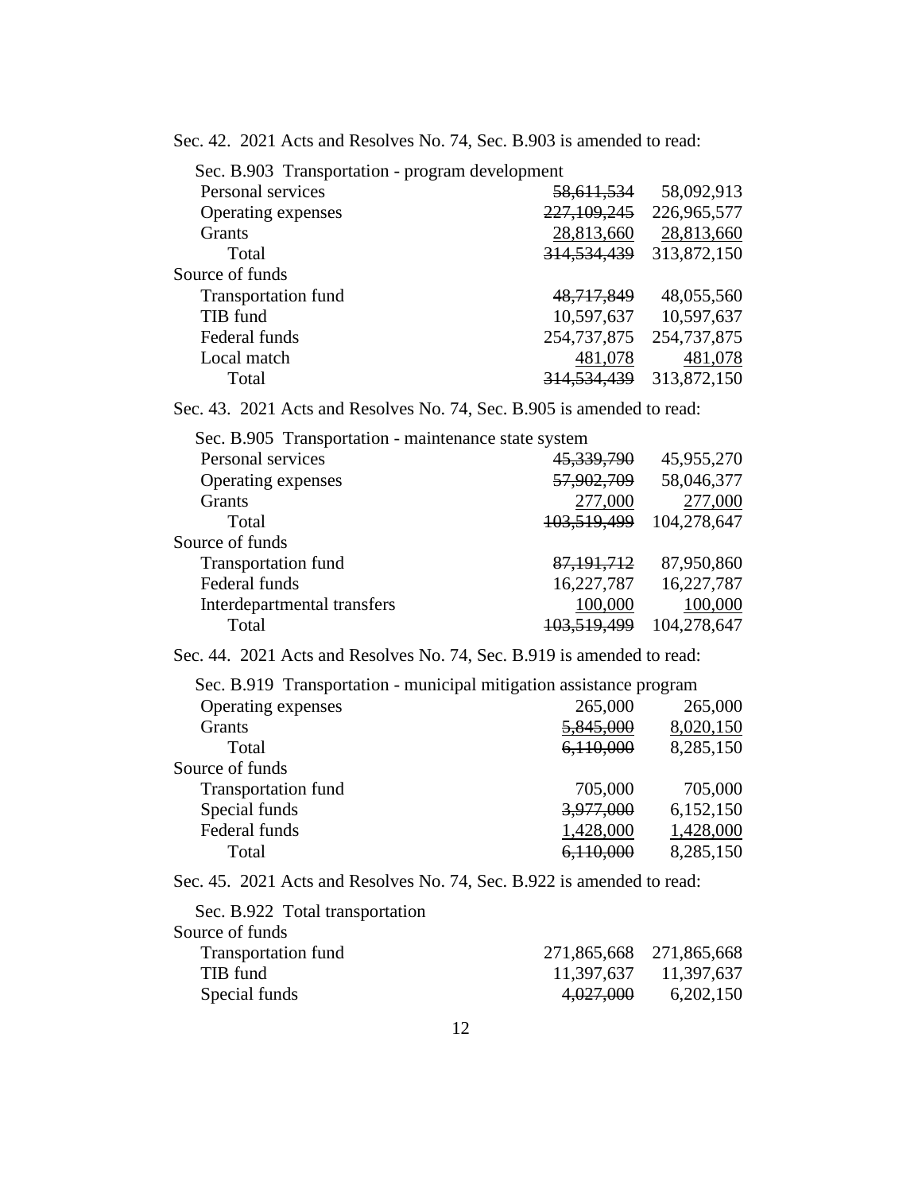Sec. 42. 2021 Acts and Resolves No. 74, Sec. B.903 is amended to read:

| Sec. B.903 Transportation - program development | | |
|---|---|---|
| Personal services | ~~58,611,534~~ | 58,092,913 |
| Operating expenses | ~~227,109,245~~ | 226,965,577 |
| Grants | 28,813,660 | 28,813,660 |
| Total | ~~314,534,439~~ | 313,872,150 |
| Source of funds | | |
| Transportation fund | ~~48,717,849~~ | 48,055,560 |
| TIB fund | 10,597,637 | 10,597,637 |
| Federal funds | 254,737,875 | 254,737,875 |
| Local match | 481,078 | 481,078 |
| Total | ~~314,534,439~~ | 313,872,150 |

Sec. 43. 2021 Acts and Resolves No. 74, Sec. B.905 is amended to read:

| Sec. B.905 Transportation - maintenance state system | | |
|---|---|---|
| Personal services | ~~45,339,790~~ | 45,955,270 |
| Operating expenses | ~~57,902,709~~ | 58,046,377 |
| Grants | 277,000 | 277,000 |
| Total | ~~103,519,499~~ | 104,278,647 |
| Source of funds | | |
| Transportation fund | ~~87,191,712~~ | 87,950,860 |
| Federal funds | 16,227,787 | 16,227,787 |
| Interdepartmental transfers | 100,000 | 100,000 |
| Total | ~~103,519,499~~ | 104,278,647 |

Sec. 44. 2021 Acts and Resolves No. 74, Sec. B.919 is amended to read:

| Sec. B.919 Transportation - municipal mitigation assistance program | | |
|---|---|---|
| Operating expenses | 265,000 | 265,000 |
| Grants | ~~5,845,000~~ | 8,020,150 |
| Total | ~~6,110,000~~ | 8,285,150 |
| Source of funds | | |
| Transportation fund | 705,000 | 705,000 |
| Special funds | ~~3,977,000~~ | 6,152,150 |
| Federal funds | 1,428,000 | 1,428,000 |
| Total | ~~6,110,000~~ | 8,285,150 |

Sec. 45. 2021 Acts and Resolves No. 74, Sec. B.922 is amended to read:

| Sec. B.922 Total transportation | | |
|---|---|---|
| Source of funds | | |
| Transportation fund | 271,865,668 | 271,865,668 |
| TIB fund | 11,397,637 | 11,397,637 |
| Special funds | ~~4,027,000~~ | 6,202,150 |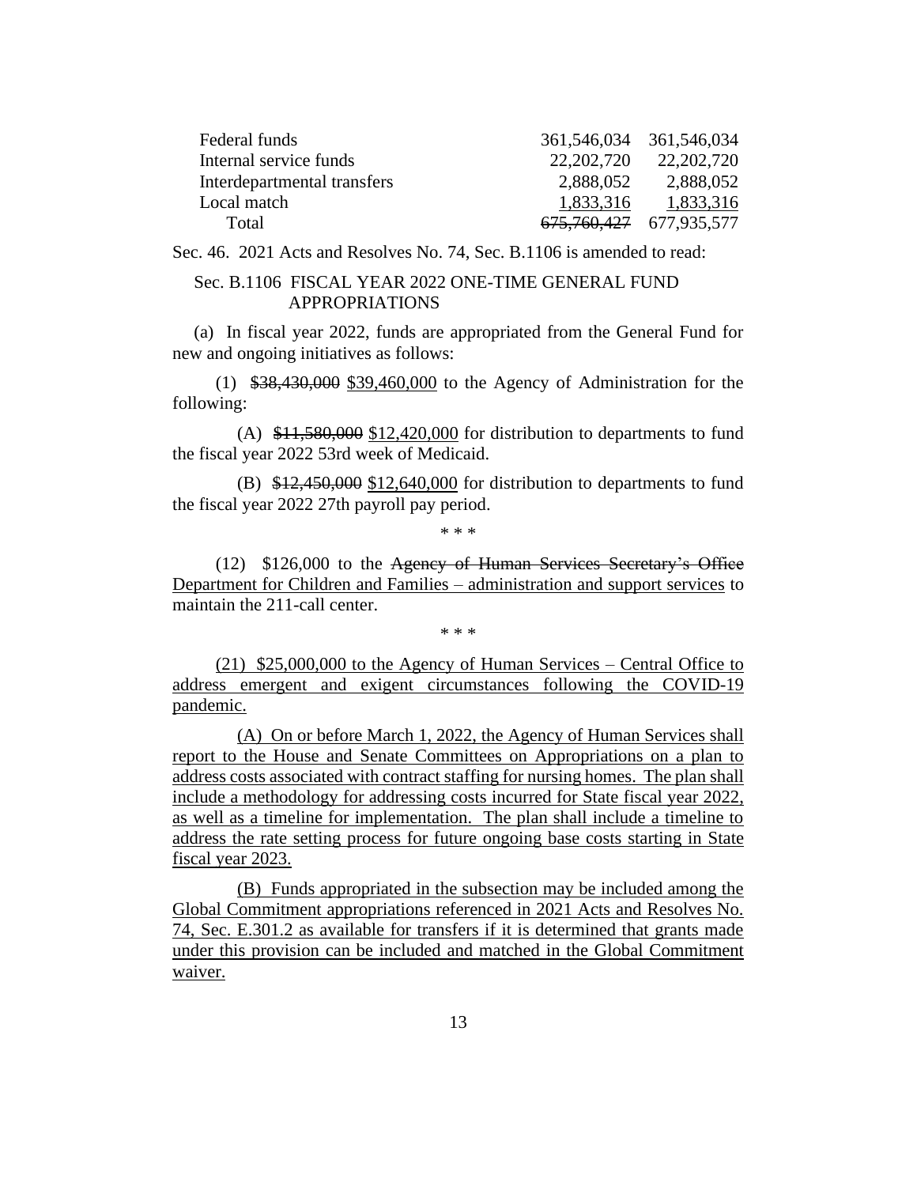| | | |
|---|---|---|
| Federal funds | 361,546,034 | 361,546,034 |
| Internal service funds | 22,202,720 | 22,202,720 |
| Interdepartmental transfers | 2,888,052 | 2,888,052 |
| Local match | 1,833,316 | 1,833,316 |
| Total | ~~675,760,427~~ | 677,935,577 |

Sec. 46. 2021 Acts and Resolves No. 74, Sec. B.1106 is amended to read:

Sec. B.1106 FISCAL YEAR 2022 ONE-TIME GENERAL FUND APPROPRIATIONS

(a) In fiscal year 2022, funds are appropriated from the General Fund for new and ongoing initiatives as follows:

(1) ~~$38,430,000~~ <u>$39,460,000</u> to the Agency of Administration for the following:

(A) ~~$11,580,000~~ <u>$12,420,000</u> for distribution to departments to fund the fiscal year 2022 53rd week of Medicaid.

(B) ~~$12,450,000~~ <u>$12,640,000</u> for distribution to departments to fund the fiscal year 2022 27th payroll pay period.

\* \* \*

(12) $126,000 to the ~~Agency of Human Services Secretary's Office~~ <u>Department for Children and Families – administration and support services</u> to maintain the 211-call center.

\* \* \*

<u>(21) $25,000,000 to the Agency of Human Services – Central Office to address emergent and exigent circumstances following the COVID-19 pandemic.</u>

<u>(A) On or before March 1, 2022, the Agency of Human Services shall report to the House and Senate Committees on Appropriations on a plan to address costs associated with contract staffing for nursing homes. The plan shall include a methodology for addressing costs incurred for State fiscal year 2022, as well as a timeline for implementation. The plan shall include a timeline to address the rate setting process for future ongoing base costs starting in State fiscal year 2023.</u>

<u>(B) Funds appropriated in the subsection may be included among the Global Commitment appropriations referenced in 2021 Acts and Resolves No. 74, Sec. E.301.2 as available for transfers if it is determined that grants made under this provision can be included and matched in the Global Commitment waiver.</u>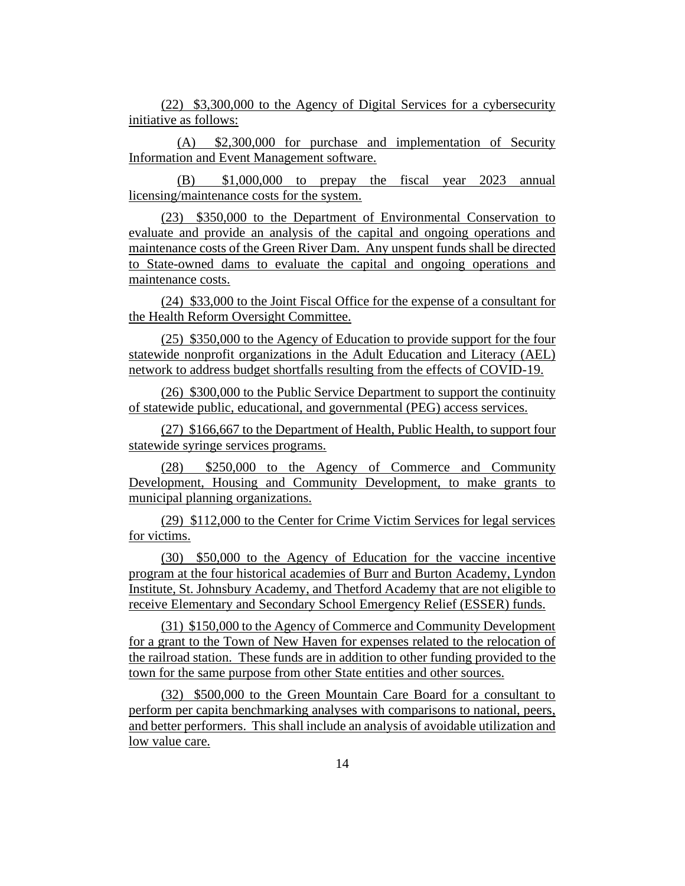(22) $3,300,000 to the Agency of Digital Services for a cybersecurity initiative as follows:

(A) $2,300,000 for purchase and implementation of Security Information and Event Management software.

(B) $1,000,000 to prepay the fiscal year 2023 annual licensing/maintenance costs for the system.

(23) $350,000 to the Department of Environmental Conservation to evaluate and provide an analysis of the capital and ongoing operations and maintenance costs of the Green River Dam. Any unspent funds shall be directed to State-owned dams to evaluate the capital and ongoing operations and maintenance costs.

(24) $33,000 to the Joint Fiscal Office for the expense of a consultant for the Health Reform Oversight Committee.

(25) $350,000 to the Agency of Education to provide support for the four statewide nonprofit organizations in the Adult Education and Literacy (AEL) network to address budget shortfalls resulting from the effects of COVID-19.

(26) $300,000 to the Public Service Department to support the continuity of statewide public, educational, and governmental (PEG) access services.

(27) $166,667 to the Department of Health, Public Health, to support four statewide syringe services programs.

(28) $250,000 to the Agency of Commerce and Community Development, Housing and Community Development, to make grants to municipal planning organizations.

(29) $112,000 to the Center for Crime Victim Services for legal services for victims.

(30) $50,000 to the Agency of Education for the vaccine incentive program at the four historical academies of Burr and Burton Academy, Lyndon Institute, St. Johnsbury Academy, and Thetford Academy that are not eligible to receive Elementary and Secondary School Emergency Relief (ESSER) funds.

(31) $150,000 to the Agency of Commerce and Community Development for a grant to the Town of New Haven for expenses related to the relocation of the railroad station. These funds are in addition to other funding provided to the town for the same purpose from other State entities and other sources.

(32) $500,000 to the Green Mountain Care Board for a consultant to perform per capita benchmarking analyses with comparisons to national, peers, and better performers. This shall include an analysis of avoidable utilization and low value care.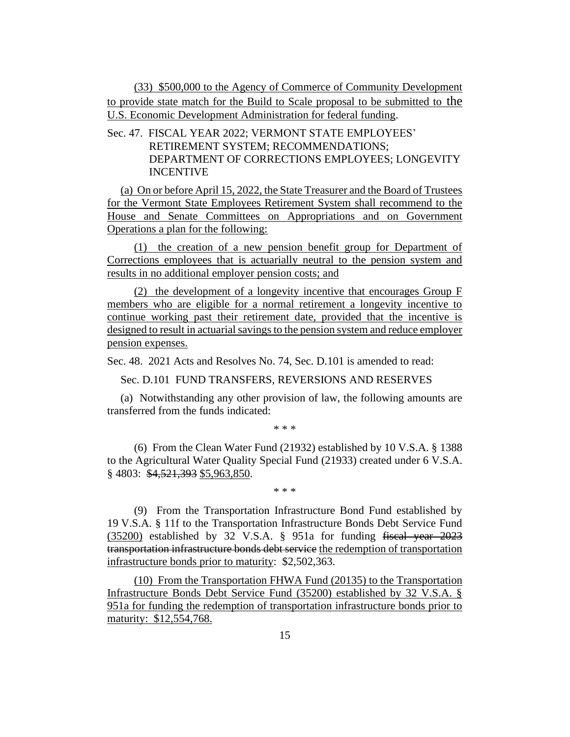(33) $500,000 to the Agency of Commerce of Community Development to provide state match for the Build to Scale proposal to be submitted to the U.S. Economic Development Administration for federal funding.

Sec. 47. FISCAL YEAR 2022; VERMONT STATE EMPLOYEES' RETIREMENT SYSTEM; RECOMMENDATIONS; DEPARTMENT OF CORRECTIONS EMPLOYEES; LONGEVITY INCENTIVE

(a) On or before April 15, 2022, the State Treasurer and the Board of Trustees for the Vermont State Employees Retirement System shall recommend to the House and Senate Committees on Appropriations and on Government Operations a plan for the following:

(1) the creation of a new pension benefit group for Department of Corrections employees that is actuarially neutral to the pension system and results in no additional employer pension costs; and

(2) the development of a longevity incentive that encourages Group F members who are eligible for a normal retirement a longevity incentive to continue working past their retirement date, provided that the incentive is designed to result in actuarial savings to the pension system and reduce employer pension expenses.

Sec. 48. 2021 Acts and Resolves No. 74, Sec. D.101 is amended to read:

Sec. D.101 FUND TRANSFERS, REVERSIONS AND RESERVES

(a) Notwithstanding any other provision of law, the following amounts are transferred from the funds indicated:

\* \* \*

(6) From the Clean Water Fund (21932) established by 10 V.S.A. § 1388 to the Agricultural Water Quality Special Fund (21933) created under 6 V.S.A. § 4803: ~~$4,521,393~~ $5,963,850.

\* \* \*

(9) From the Transportation Infrastructure Bond Fund established by 19 V.S.A. § 11f to the Transportation Infrastructure Bonds Debt Service Fund (35200) established by 32 V.S.A. § 951a for funding ~~fiscal year 2023 transportation infrastructure bonds debt service~~ the redemption of transportation infrastructure bonds prior to maturity: $2,502,363.

(10) From the Transportation FHWA Fund (20135) to the Transportation Infrastructure Bonds Debt Service Fund (35200) established by 32 V.S.A. § 951a for funding the redemption of transportation infrastructure bonds prior to maturity: $12,554,768.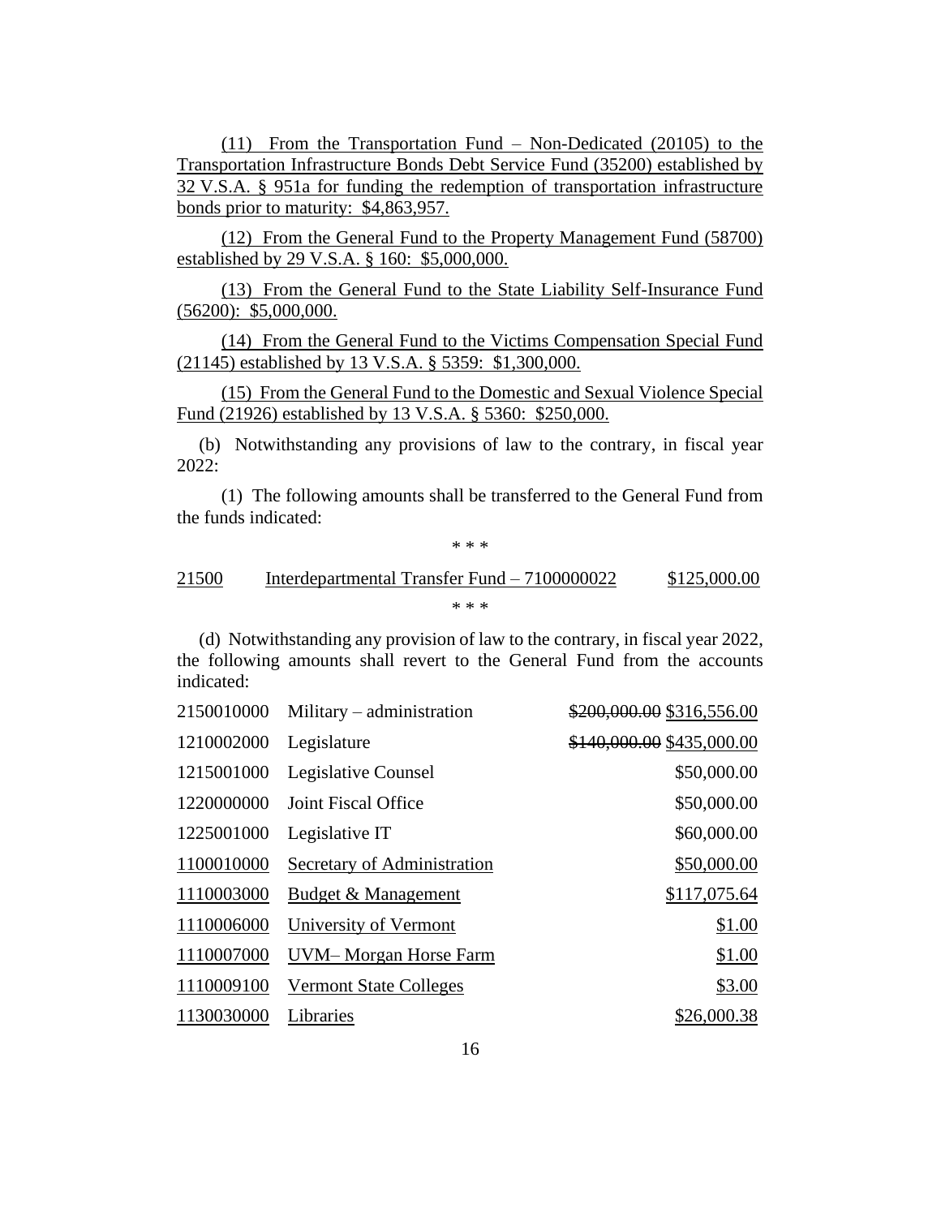(11) From the Transportation Fund – Non-Dedicated (20105) to the Transportation Infrastructure Bonds Debt Service Fund (35200) established by 32 V.S.A. § 951a for funding the redemption of transportation infrastructure bonds prior to maturity: $4,863,957.

(12) From the General Fund to the Property Management Fund (58700) established by 29 V.S.A. § 160: $5,000,000.

(13) From the General Fund to the State Liability Self-Insurance Fund (56200): $5,000,000.

(14) From the General Fund to the Victims Compensation Special Fund (21145) established by 13 V.S.A. § 5359: $1,300,000.

(15) From the General Fund to the Domestic and Sexual Violence Special Fund (21926) established by 13 V.S.A. § 5360: $250,000.

(b) Notwithstanding any provisions of law to the contrary, in fiscal year 2022:

(1) The following amounts shall be transferred to the General Fund from the funds indicated:

\* \* \*

| | | |
|---|---|---|
| 21500 | Interdepartmental Transfer Fund – 7100000022 | $125,000.00 |

\* \* \*

(d) Notwithstanding any provision of law to the contrary, in fiscal year 2022, the following amounts shall revert to the General Fund from the accounts indicated:

| | | |
|---|---|---|
| 2150010000 | Military – administration | ~~$200,000.00~~ $316,556.00 |
| 1210002000 | Legislature | ~~$140,000.00~~ $435,000.00 |
| 1215001000 | Legislative Counsel | $50,000.00 |
| 1220000000 | Joint Fiscal Office | $50,000.00 |
| 1225001000 | Legislative IT | $60,000.00 |
| 1100010000 | Secretary of Administration | $50,000.00 |
| 1110003000 | Budget & Management | $117,075.64 |
| 1110006000 | University of Vermont | $1.00 |
| 1110007000 | UVM– Morgan Horse Farm | $1.00 |
| 1110009100 | Vermont State Colleges | $3.00 |
| 1130030000 | Libraries | $26,000.38 |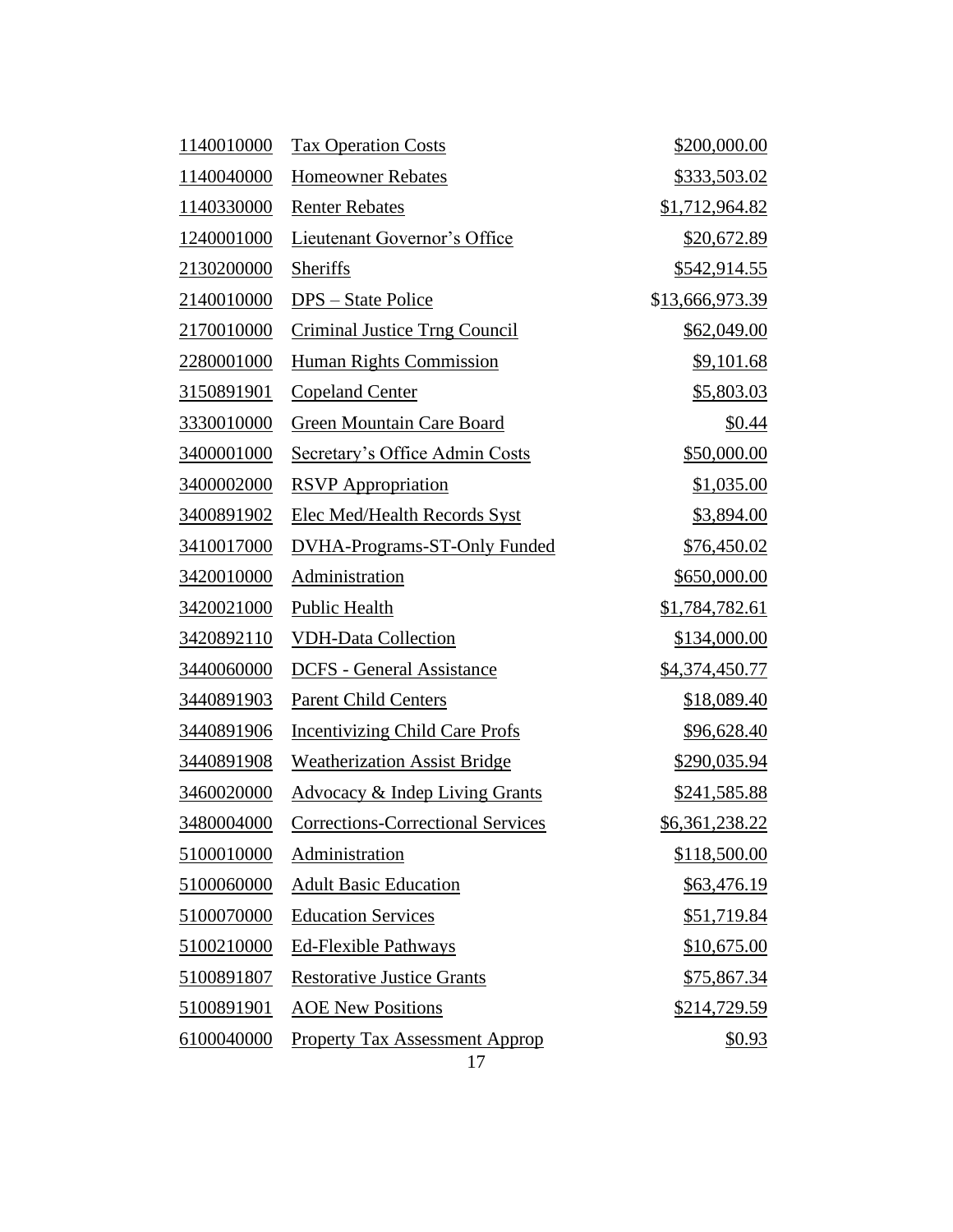| | | |
|---|---|---|
| 1140010000 | Tax Operation Costs | $200,000.00 |
| 1140040000 | Homeowner Rebates | $333,503.02 |
| 1140330000 | Renter Rebates | $1,712,964.82 |
| 1240001000 | Lieutenant Governor's Office | $20,672.89 |
| 2130200000 | Sheriffs | $542,914.55 |
| 2140010000 | DPS – State Police | $13,666,973.39 |
| 2170010000 | Criminal Justice Trng Council | $62,049.00 |
| 2280001000 | Human Rights Commission | $9,101.68 |
| 3150891901 | Copeland Center | $5,803.03 |
| 3330010000 | Green Mountain Care Board | $0.44 |
| 3400001000 | Secretary's Office Admin Costs | $50,000.00 |
| 3400002000 | RSVP Appropriation | $1,035.00 |
| 3400891902 | Elec Med/Health Records Syst | $3,894.00 |
| 3410017000 | DVHA-Programs-ST-Only Funded | $76,450.02 |
| 3420010000 | Administration | $650,000.00 |
| 3420021000 | Public Health | $1,784,782.61 |
| 3420892110 | VDH-Data Collection | $134,000.00 |
| 3440060000 | DCFS - General Assistance | $4,374,450.77 |
| 3440891903 | Parent Child Centers | $18,089.40 |
| 3440891906 | Incentivizing Child Care Profs | $96,628.40 |
| 3440891908 | Weatherization Assist Bridge | $290,035.94 |
| 3460020000 | Advocacy & Indep Living Grants | $241,585.88 |
| 3480004000 | Corrections-Correctional Services | $6,361,238.22 |
| 5100010000 | Administration | $118,500.00 |
| 5100060000 | Adult Basic Education | $63,476.19 |
| 5100070000 | Education Services | $51,719.84 |
| 5100210000 | Ed-Flexible Pathways | $10,675.00 |
| 5100891807 | Restorative Justice Grants | $75,867.34 |
| 5100891901 | AOE New Positions | $214,729.59 |
| 6100040000 | Property Tax Assessment Approp | $0.93 |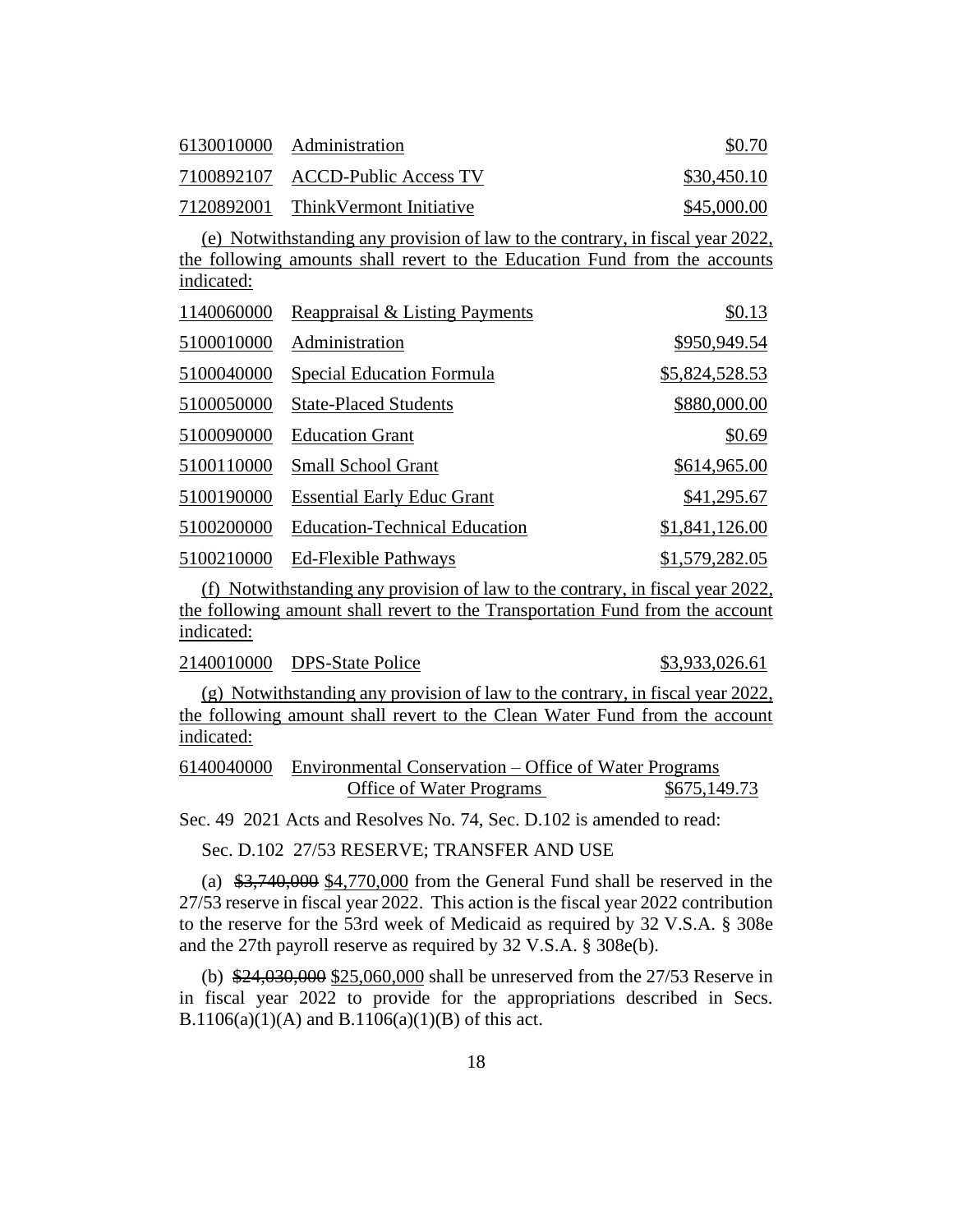| | | |
|---|---|---|
| 6130010000 | Administration | $0.70 |
| 7100892107 | ACCD-Public Access TV | $30,450.10 |
| 7120892001 | ThinkVermont Initiative | $45,000.00 |

(e) Notwithstanding any provision of law to the contrary, in fiscal year 2022, the following amounts shall revert to the Education Fund from the accounts indicated:

| | | |
|---|---|---|
| 1140060000 | Reappraisal & Listing Payments | $0.13 |
| 5100010000 | Administration | $950,949.54 |
| 5100040000 | Special Education Formula | $5,824,528.53 |
| 5100050000 | State-Placed Students | $880,000.00 |
| 5100090000 | Education Grant | $0.69 |
| 5100110000 | Small School Grant | $614,965.00 |
| 5100190000 | Essential Early Educ Grant | $41,295.67 |
| 5100200000 | Education-Technical Education | $1,841,126.00 |
| 5100210000 | Ed-Flexible Pathways | $1,579,282.05 |

(f) Notwithstanding any provision of law to the contrary, in fiscal year 2022, the following amount shall revert to the Transportation Fund from the account indicated:

| | | |
|---|---|---|
| 2140010000 | DPS-State Police | $3,933,026.61 |

(g) Notwithstanding any provision of law to the contrary, in fiscal year 2022, the following amount shall revert to the Clean Water Fund from the account indicated:

| | | |
|---|---|---|
| 6140040000 | Environmental Conservation – Office of Water Programs Office of Water Programs | $675,149.73 |

Sec. 49 2021 Acts and Resolves No. 74, Sec. D.102 is amended to read:

Sec. D.102 27/53 RESERVE; TRANSFER AND USE

(a) ~~$3,740,000~~ $4,770,000 from the General Fund shall be reserved in the 27/53 reserve in fiscal year 2022. This action is the fiscal year 2022 contribution to the reserve for the 53rd week of Medicaid as required by 32 V.S.A. § 308e and the 27th payroll reserve as required by 32 V.S.A. § 308e(b).

(b) ~~$24,030,000~~ $25,060,000 shall be unreserved from the 27/53 Reserve in in fiscal year 2022 to provide for the appropriations described in Secs. B.1106(a)(1)(A) and B.1106(a)(1)(B) of this act.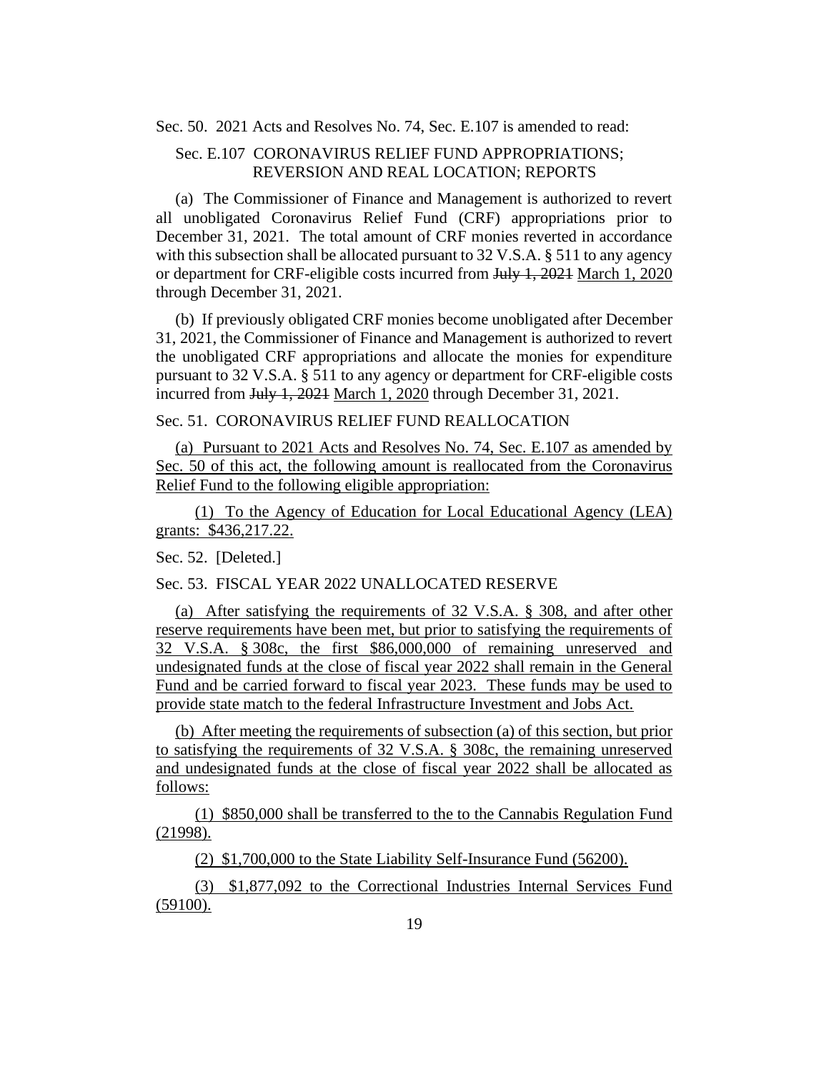Sec. 50. 2021 Acts and Resolves No. 74, Sec. E.107 is amended to read:

Sec. E.107 CORONAVIRUS RELIEF FUND APPROPRIATIONS; REVERSION AND REAL LOCATION; REPORTS

(a) The Commissioner of Finance and Management is authorized to revert all unobligated Coronavirus Relief Fund (CRF) appropriations prior to December 31, 2021. The total amount of CRF monies reverted in accordance with this subsection shall be allocated pursuant to 32 V.S.A. § 511 to any agency or department for CRF-eligible costs incurred from ~~July 1, 2021~~ <u>March 1, 2020</u> through December 31, 2021.

(b) If previously obligated CRF monies become unobligated after December 31, 2021, the Commissioner of Finance and Management is authorized to revert the unobligated CRF appropriations and allocate the monies for expenditure pursuant to 32 V.S.A. § 511 to any agency or department for CRF-eligible costs incurred from ~~July 1, 2021~~ <u>March 1, 2020</u> through December 31, 2021.

Sec. 51. CORONAVIRUS RELIEF FUND REALLOCATION

<u>(a) Pursuant to 2021 Acts and Resolves No. 74, Sec. E.107 as amended by Sec. 50 of this act, the following amount is reallocated from the Coronavirus Relief Fund to the following eligible appropriation:</u>

<u>(1) To the Agency of Education for Local Educational Agency (LEA) grants: $436,217.22.</u>

Sec. 52. [Deleted.]

Sec. 53. FISCAL YEAR 2022 UNALLOCATED RESERVE

<u>(a) After satisfying the requirements of 32 V.S.A. § 308, and after other reserve requirements have been met, but prior to satisfying the requirements of 32 V.S.A. § 308c, the first $86,000,000 of remaining unreserved and undesignated funds at the close of fiscal year 2022 shall remain in the General Fund and be carried forward to fiscal year 2023. These funds may be used to provide state match to the federal Infrastructure Investment and Jobs Act.</u>

<u>(b) After meeting the requirements of subsection (a) of this section, but prior to satisfying the requirements of 32 V.S.A. § 308c, the remaining unreserved and undesignated funds at the close of fiscal year 2022 shall be allocated as follows:</u>

<u>(1) $850,000 shall be transferred to the to the Cannabis Regulation Fund (21998).</u>

<u>(2) $1,700,000 to the State Liability Self-Insurance Fund (56200).</u>

<u>(3) $1,877,092 to the Correctional Industries Internal Services Fund (59100).</u>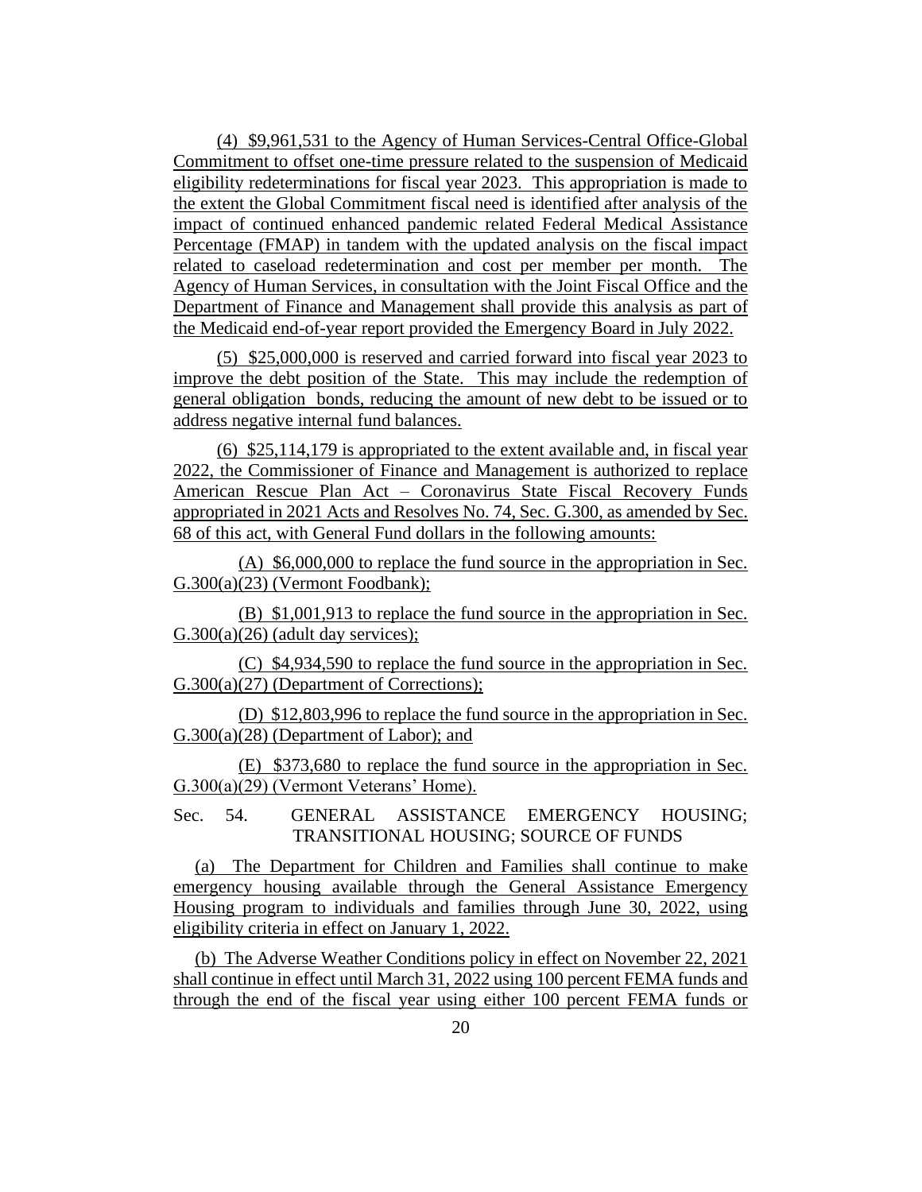(4) $9,961,531 to the Agency of Human Services-Central Office-Global Commitment to offset one-time pressure related to the suspension of Medicaid eligibility redeterminations for fiscal year 2023. This appropriation is made to the extent the Global Commitment fiscal need is identified after analysis of the impact of continued enhanced pandemic related Federal Medical Assistance Percentage (FMAP) in tandem with the updated analysis on the fiscal impact related to caseload redetermination and cost per member per month. The Agency of Human Services, in consultation with the Joint Fiscal Office and the Department of Finance and Management shall provide this analysis as part of the Medicaid end-of-year report provided the Emergency Board in July 2022.

(5) $25,000,000 is reserved and carried forward into fiscal year 2023 to improve the debt position of the State. This may include the redemption of general obligation bonds, reducing the amount of new debt to be issued or to address negative internal fund balances.

(6) $25,114,179 is appropriated to the extent available and, in fiscal year 2022, the Commissioner of Finance and Management is authorized to replace American Rescue Plan Act – Coronavirus State Fiscal Recovery Funds appropriated in 2021 Acts and Resolves No. 74, Sec. G.300, as amended by Sec. 68 of this act, with General Fund dollars in the following amounts:

(A) $6,000,000 to replace the fund source in the appropriation in Sec. G.300(a)(23) (Vermont Foodbank);

(B) $1,001,913 to replace the fund source in the appropriation in Sec. G.300(a)(26) (adult day services);

(C) $4,934,590 to replace the fund source in the appropriation in Sec. G.300(a)(27) (Department of Corrections);

(D) $12,803,996 to replace the fund source in the appropriation in Sec. G.300(a)(28) (Department of Labor); and

(E) $373,680 to replace the fund source in the appropriation in Sec. G.300(a)(29) (Vermont Veterans' Home).

Sec. 54. GENERAL ASSISTANCE EMERGENCY HOUSING; TRANSITIONAL HOUSING; SOURCE OF FUNDS

(a) The Department for Children and Families shall continue to make emergency housing available through the General Assistance Emergency Housing program to individuals and families through June 30, 2022, using eligibility criteria in effect on January 1, 2022.

(b) The Adverse Weather Conditions policy in effect on November 22, 2021 shall continue in effect until March 31, 2022 using 100 percent FEMA funds and through the end of the fiscal year using either 100 percent FEMA funds or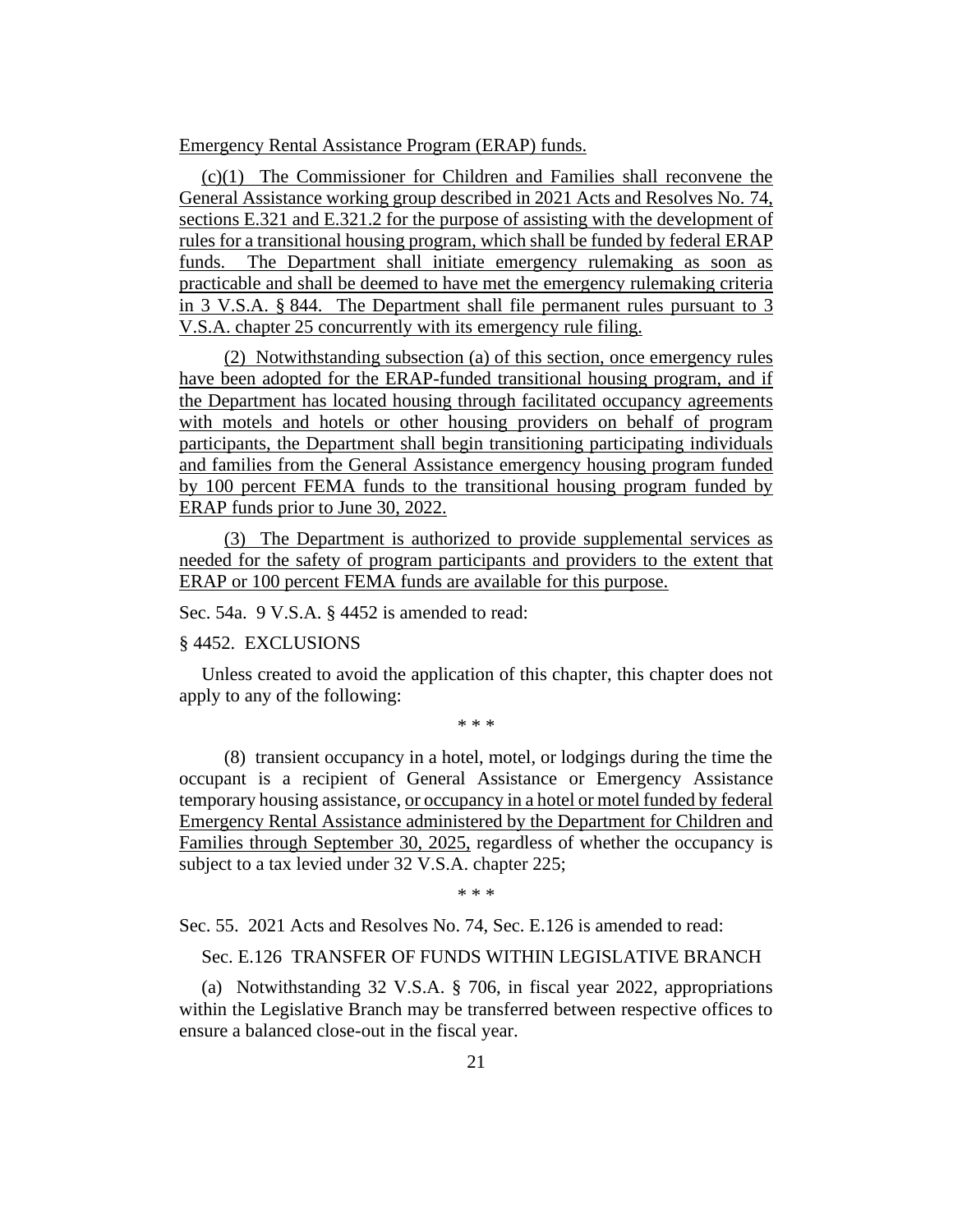Emergency Rental Assistance Program (ERAP) funds.

(c)(1) The Commissioner for Children and Families shall reconvene the General Assistance working group described in 2021 Acts and Resolves No. 74, sections E.321 and E.321.2 for the purpose of assisting with the development of rules for a transitional housing program, which shall be funded by federal ERAP funds. The Department shall initiate emergency rulemaking as soon as practicable and shall be deemed to have met the emergency rulemaking criteria in 3 V.S.A. § 844. The Department shall file permanent rules pursuant to 3 V.S.A. chapter 25 concurrently with its emergency rule filing.

(2) Notwithstanding subsection (a) of this section, once emergency rules have been adopted for the ERAP-funded transitional housing program, and if the Department has located housing through facilitated occupancy agreements with motels and hotels or other housing providers on behalf of program participants, the Department shall begin transitioning participating individuals and families from the General Assistance emergency housing program funded by 100 percent FEMA funds to the transitional housing program funded by ERAP funds prior to June 30, 2022.

(3) The Department is authorized to provide supplemental services as needed for the safety of program participants and providers to the extent that ERAP or 100 percent FEMA funds are available for this purpose.

Sec. 54a. 9 V.S.A. § 4452 is amended to read:

§ 4452. EXCLUSIONS

Unless created to avoid the application of this chapter, this chapter does not apply to any of the following:

\* \* \*

(8) transient occupancy in a hotel, motel, or lodgings during the time the occupant is a recipient of General Assistance or Emergency Assistance temporary housing assistance, or occupancy in a hotel or motel funded by federal Emergency Rental Assistance administered by the Department for Children and Families through September 30, 2025, regardless of whether the occupancy is subject to a tax levied under 32 V.S.A. chapter 225;

\* \* \*

Sec. 55. 2021 Acts and Resolves No. 74, Sec. E.126 is amended to read:

Sec. E.126 TRANSFER OF FUNDS WITHIN LEGISLATIVE BRANCH

(a) Notwithstanding 32 V.S.A. § 706, in fiscal year 2022, appropriations within the Legislative Branch may be transferred between respective offices to ensure a balanced close-out in the fiscal year.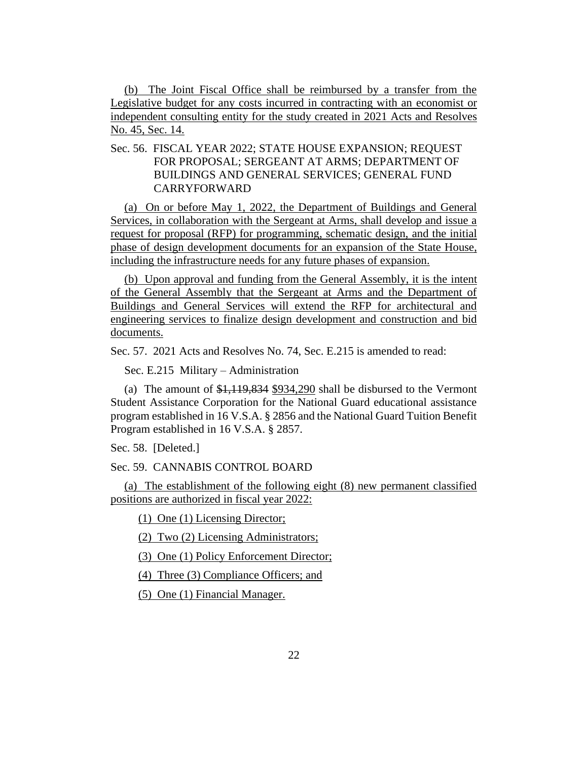(b) The Joint Fiscal Office shall be reimbursed by a transfer from the Legislative budget for any costs incurred in contracting with an economist or independent consulting entity for the study created in 2021 Acts and Resolves No. 45, Sec. 14.

Sec. 56. FISCAL YEAR 2022; STATE HOUSE EXPANSION; REQUEST FOR PROPOSAL; SERGEANT AT ARMS; DEPARTMENT OF BUILDINGS AND GENERAL SERVICES; GENERAL FUND CARRYFORWARD

(a) On or before May 1, 2022, the Department of Buildings and General Services, in collaboration with the Sergeant at Arms, shall develop and issue a request for proposal (RFP) for programming, schematic design, and the initial phase of design development documents for an expansion of the State House, including the infrastructure needs for any future phases of expansion.

(b) Upon approval and funding from the General Assembly, it is the intent of the General Assembly that the Sergeant at Arms and the Department of Buildings and General Services will extend the RFP for architectural and engineering services to finalize design development and construction and bid documents.

Sec. 57. 2021 Acts and Resolves No. 74, Sec. E.215 is amended to read:

Sec. E.215 Military – Administration

(a) The amount of ~~$1,119,834~~ $934,290 shall be disbursed to the Vermont Student Assistance Corporation for the National Guard educational assistance program established in 16 V.S.A. § 2856 and the National Guard Tuition Benefit Program established in 16 V.S.A. § 2857.

Sec. 58. [Deleted.]

Sec. 59. CANNABIS CONTROL BOARD

(a) The establishment of the following eight (8) new permanent classified positions are authorized in fiscal year 2022:

(1) One (1) Licensing Director;

(2) Two (2) Licensing Administrators;

(3) One (1) Policy Enforcement Director;

(4) Three (3) Compliance Officers; and

(5) One (1) Financial Manager.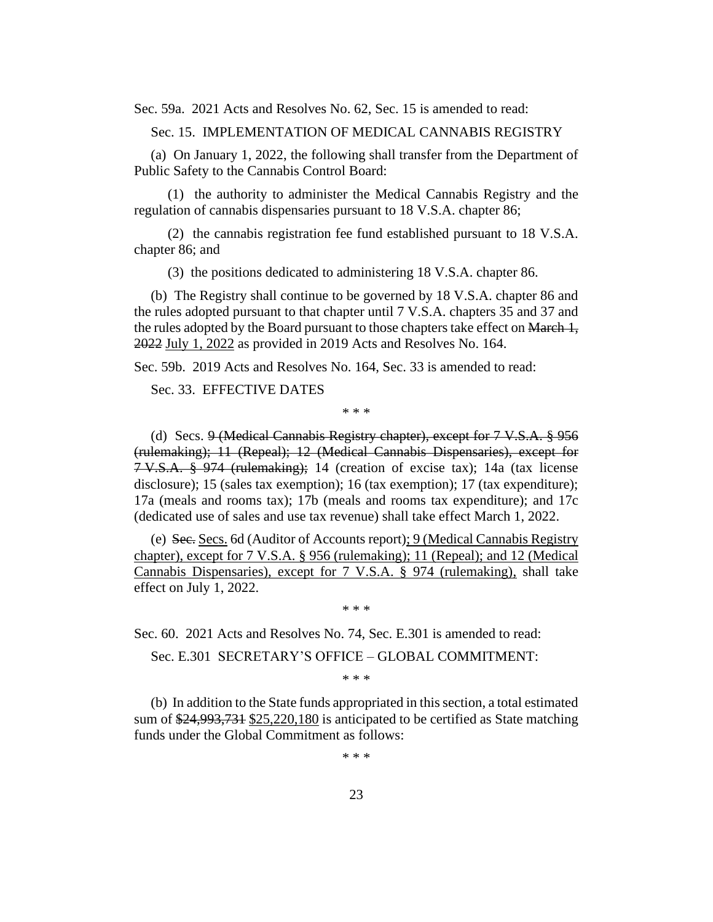Sec. 59a. 2021 Acts and Resolves No. 62, Sec. 15 is amended to read:

Sec. 15. IMPLEMENTATION OF MEDICAL CANNABIS REGISTRY

(a) On January 1, 2022, the following shall transfer from the Department of Public Safety to the Cannabis Control Board:

(1) the authority to administer the Medical Cannabis Registry and the regulation of cannabis dispensaries pursuant to 18 V.S.A. chapter 86;

(2) the cannabis registration fee fund established pursuant to 18 V.S.A. chapter 86; and

(3) the positions dedicated to administering 18 V.S.A. chapter 86.

(b) The Registry shall continue to be governed by 18 V.S.A. chapter 86 and the rules adopted pursuant to that chapter until 7 V.S.A. chapters 35 and 37 and the rules adopted by the Board pursuant to those chapters take effect on ~~March 1, 2022~~ <u>July 1, 2022</u> as provided in 2019 Acts and Resolves No. 164.

Sec. 59b. 2019 Acts and Resolves No. 164, Sec. 33 is amended to read:

Sec. 33. EFFECTIVE DATES

\* \* \*

(d) Secs. ~~9 (Medical Cannabis Registry chapter), except for 7 V.S.A. § 956 (rulemaking); 11 (Repeal); 12 (Medical Cannabis Dispensaries), except for 7 V.S.A. § 974 (rulemaking);~~ 14 (creation of excise tax); 14a (tax license disclosure); 15 (sales tax exemption); 16 (tax exemption); 17 (tax expenditure); 17a (meals and rooms tax); 17b (meals and rooms tax expenditure); and 17c (dedicated use of sales and use tax revenue) shall take effect March 1, 2022.

(e) ~~Sec.~~ <u>Secs.</u> 6d (Auditor of Accounts report)<u>; 9 (Medical Cannabis Registry chapter), except for 7 V.S.A. § 956 (rulemaking); 11 (Repeal); and 12 (Medical Cannabis Dispensaries), except for 7 V.S.A. § 974 (rulemaking),</u> shall take effect on July 1, 2022.

\* \* \*

Sec. 60. 2021 Acts and Resolves No. 74, Sec. E.301 is amended to read:

Sec. E.301 SECRETARY'S OFFICE – GLOBAL COMMITMENT:

\* \* \*

(b) In addition to the State funds appropriated in this section, a total estimated sum of ~~$24,993,731~~ <u>$25,220,180</u> is anticipated to be certified as State matching funds under the Global Commitment as follows:

\* \* \*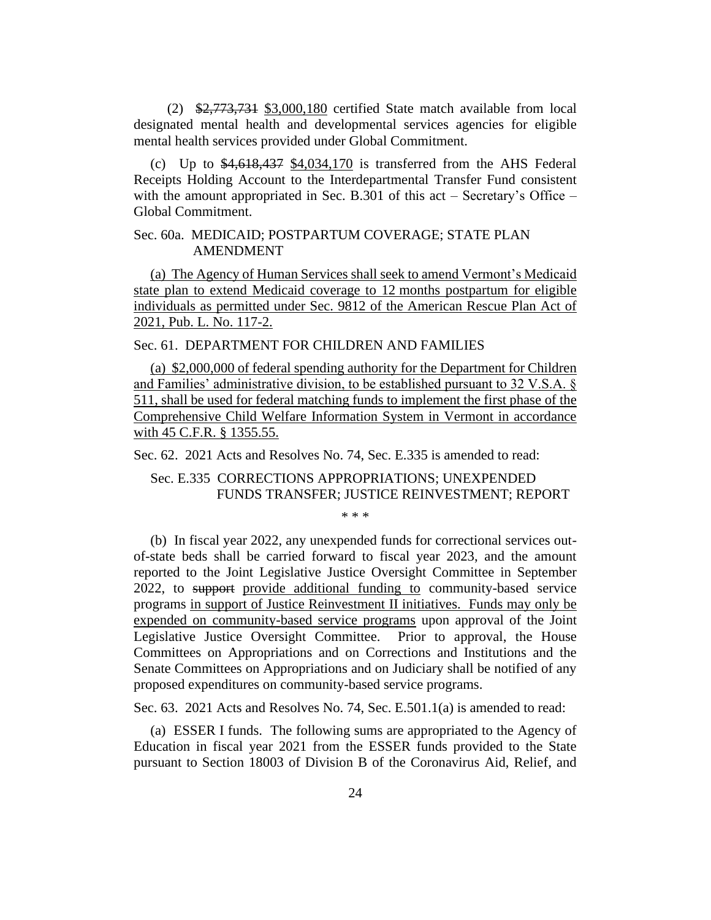(2) ~~$2,773,731~~ <u>$3,000,180</u> certified State match available from local designated mental health and developmental services agencies for eligible mental health services provided under Global Commitment.

(c) Up to ~~$4,618,437~~ <u>$4,034,170</u> is transferred from the AHS Federal Receipts Holding Account to the Interdepartmental Transfer Fund consistent with the amount appropriated in Sec. B.301 of this act – Secretary's Office – Global Commitment.

Sec. 60a. MEDICAID; POSTPARTUM COVERAGE; STATE PLAN AMENDMENT

<u>(a) The Agency of Human Services shall seek to amend Vermont's Medicaid state plan to extend Medicaid coverage to 12 months postpartum for eligible individuals as permitted under Sec. 9812 of the American Rescue Plan Act of 2021, Pub. L. No. 117-2.</u>

Sec. 61. DEPARTMENT FOR CHILDREN AND FAMILIES

<u>(a) $2,000,000 of federal spending authority for the Department for Children and Families' administrative division, to be established pursuant to 32 V.S.A. § 511, shall be used for federal matching funds to implement the first phase of the Comprehensive Child Welfare Information System in Vermont in accordance with 45 C.F.R. § 1355.55.</u>

Sec. 62. 2021 Acts and Resolves No. 74, Sec. E.335 is amended to read:

Sec. E.335 CORRECTIONS APPROPRIATIONS; UNEXPENDED FUNDS TRANSFER; JUSTICE REINVESTMENT; REPORT

\* \* \*

(b) In fiscal year 2022, any unexpended funds for correctional services out-of-state beds shall be carried forward to fiscal year 2023, and the amount reported to the Joint Legislative Justice Oversight Committee in September 2022, to ~~support~~ <u>provide additional funding to</u> community-based service programs <u>in support of Justice Reinvestment II initiatives. Funds may only be expended on community-based service programs</u> upon approval of the Joint Legislative Justice Oversight Committee. Prior to approval, the House Committees on Appropriations and on Corrections and Institutions and the Senate Committees on Appropriations and on Judiciary shall be notified of any proposed expenditures on community-based service programs.

Sec. 63. 2021 Acts and Resolves No. 74, Sec. E.501.1(a) is amended to read:

(a) ESSER I funds. The following sums are appropriated to the Agency of Education in fiscal year 2021 from the ESSER funds provided to the State pursuant to Section 18003 of Division B of the Coronavirus Aid, Relief, and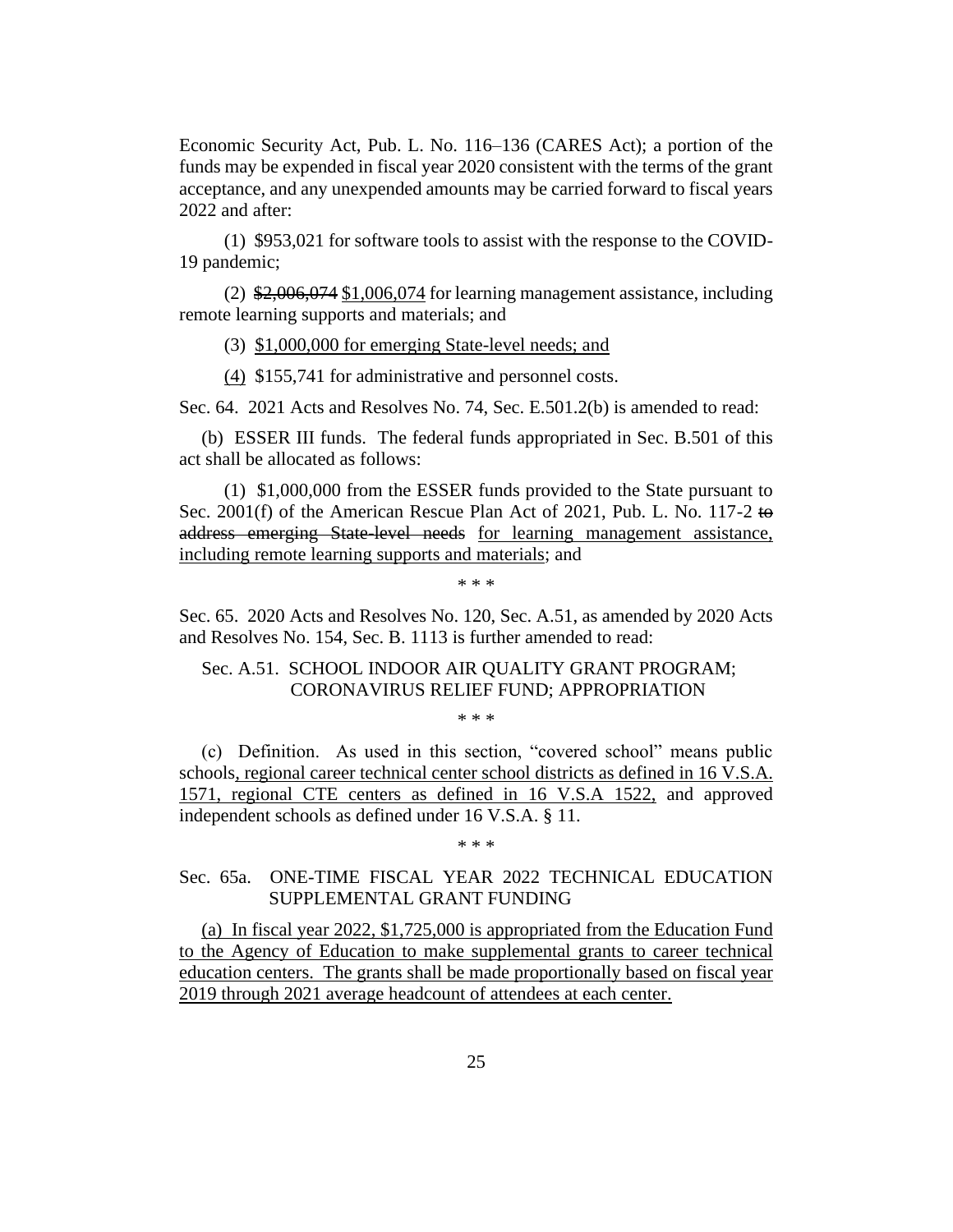Economic Security Act, Pub. L. No. 116–136 (CARES Act); a portion of the funds may be expended in fiscal year 2020 consistent with the terms of the grant acceptance, and any unexpended amounts may be carried forward to fiscal years 2022 and after:

(1) $953,021 for software tools to assist with the response to the COVID-19 pandemic;

(2) ~~$2,006,074~~ <u>$1,006,074</u> for learning management assistance, including remote learning supports and materials; and

(3) <u>$1,000,000 for emerging State-level needs; and</u>

<u>(4)</u> $155,741 for administrative and personnel costs.

Sec. 64. 2021 Acts and Resolves No. 74, Sec. E.501.2(b) is amended to read:

(b) ESSER III funds. The federal funds appropriated in Sec. B.501 of this act shall be allocated as follows:

(1) $1,000,000 from the ESSER funds provided to the State pursuant to Sec. 2001(f) of the American Rescue Plan Act of 2021, Pub. L. No. 117-2 ~~to address emerging State-level needs~~ <u>for learning management assistance, including remote learning supports and materials</u>; and

\* \* \*

Sec. 65. 2020 Acts and Resolves No. 120, Sec. A.51, as amended by 2020 Acts and Resolves No. 154, Sec. B. 1113 is further amended to read:

Sec. A.51. SCHOOL INDOOR AIR QUALITY GRANT PROGRAM; CORONAVIRUS RELIEF FUND; APPROPRIATION

\* \* \*

(c) Definition. As used in this section, "covered school" means public schools<u>, regional career technical center school districts as defined in 16 V.S.A. 1571, regional CTE centers as defined in 16 V.S.A 1522,</u> and approved independent schools as defined under 16 V.S.A. § 11.

\* \* \*

Sec. 65a. ONE-TIME FISCAL YEAR 2022 TECHNICAL EDUCATION SUPPLEMENTAL GRANT FUNDING

<u>(a) In fiscal year 2022, $1,725,000 is appropriated from the Education Fund to the Agency of Education to make supplemental grants to career technical education centers. The grants shall be made proportionally based on fiscal year 2019 through 2021 average headcount of attendees at each center.</u>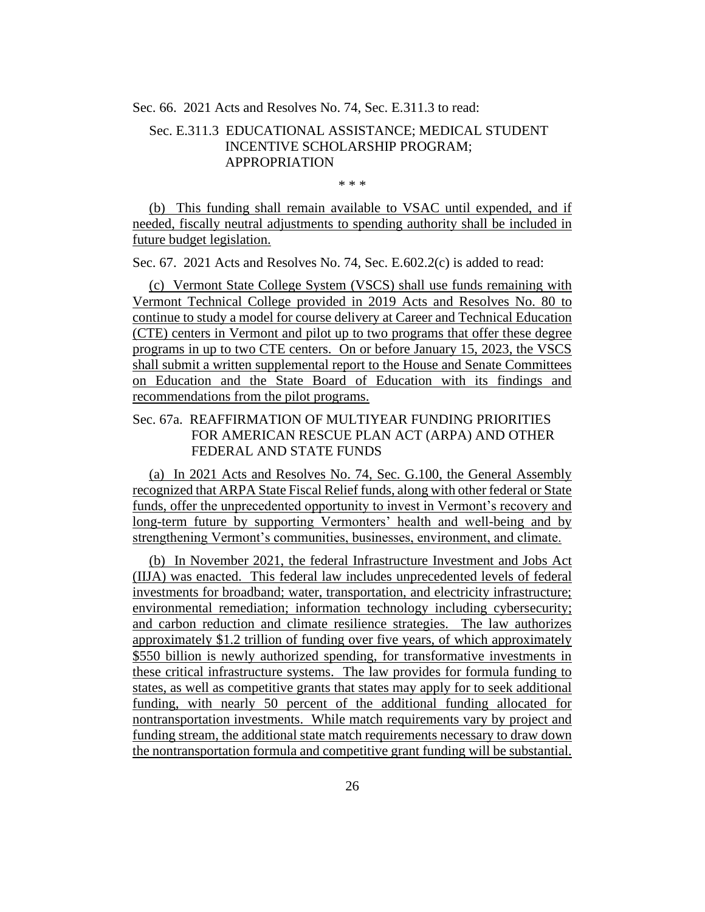Sec. 66. 2021 Acts and Resolves No. 74, Sec. E.311.3 to read:

Sec. E.311.3 EDUCATIONAL ASSISTANCE; MEDICAL STUDENT INCENTIVE SCHOLARSHIP PROGRAM; APPROPRIATION

\* \* \*

(b) This funding shall remain available to VSAC until expended, and if needed, fiscally neutral adjustments to spending authority shall be included in future budget legislation.

Sec. 67. 2021 Acts and Resolves No. 74, Sec. E.602.2(c) is added to read:

(c) Vermont State College System (VSCS) shall use funds remaining with Vermont Technical College provided in 2019 Acts and Resolves No. 80 to continue to study a model for course delivery at Career and Technical Education (CTE) centers in Vermont and pilot up to two programs that offer these degree programs in up to two CTE centers. On or before January 15, 2023, the VSCS shall submit a written supplemental report to the House and Senate Committees on Education and the State Board of Education with its findings and recommendations from the pilot programs.

Sec. 67a. REAFFIRMATION OF MULTIYEAR FUNDING PRIORITIES FOR AMERICAN RESCUE PLAN ACT (ARPA) AND OTHER FEDERAL AND STATE FUNDS

(a) In 2021 Acts and Resolves No. 74, Sec. G.100, the General Assembly recognized that ARPA State Fiscal Relief funds, along with other federal or State funds, offer the unprecedented opportunity to invest in Vermont's recovery and long-term future by supporting Vermonters' health and well-being and by strengthening Vermont's communities, businesses, environment, and climate.

(b) In November 2021, the federal Infrastructure Investment and Jobs Act (IIJA) was enacted. This federal law includes unprecedented levels of federal investments for broadband; water, transportation, and electricity infrastructure; environmental remediation; information technology including cybersecurity; and carbon reduction and climate resilience strategies. The law authorizes approximately $1.2 trillion of funding over five years, of which approximately $550 billion is newly authorized spending, for transformative investments in these critical infrastructure systems. The law provides for formula funding to states, as well as competitive grants that states may apply for to seek additional funding, with nearly 50 percent of the additional funding allocated for nontransportation investments. While match requirements vary by project and funding stream, the additional state match requirements necessary to draw down the nontransportation formula and competitive grant funding will be substantial.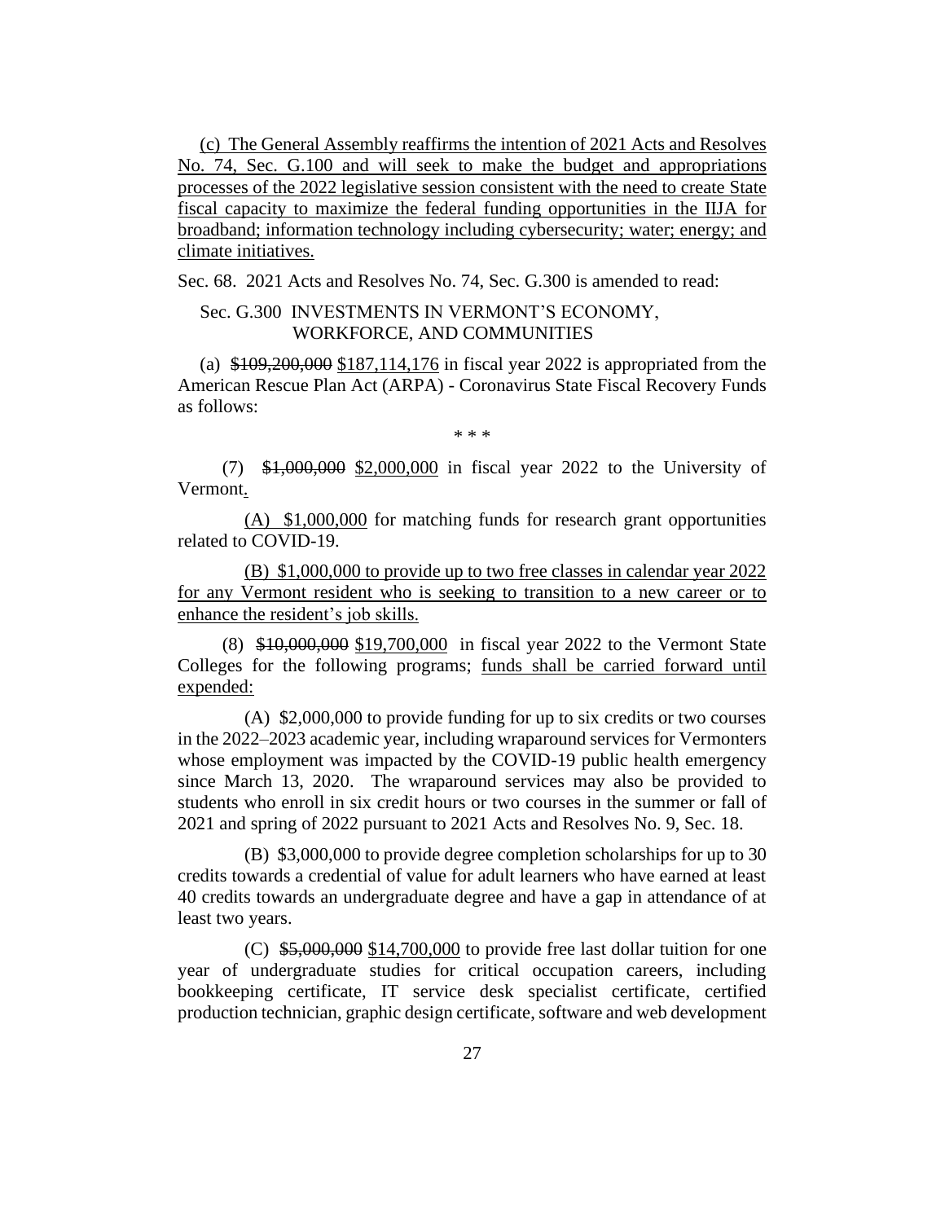(c) The General Assembly reaffirms the intention of 2021 Acts and Resolves No. 74, Sec. G.100 and will seek to make the budget and appropriations processes of the 2022 legislative session consistent with the need to create State fiscal capacity to maximize the federal funding opportunities in the IIJA for broadband; information technology including cybersecurity; water; energy; and climate initiatives.

Sec. 68. 2021 Acts and Resolves No. 74, Sec. G.300 is amended to read:

Sec. G.300 INVESTMENTS IN VERMONT'S ECONOMY, WORKFORCE, AND COMMUNITIES

(a) ~~$109,200,000~~ $187,114,176 in fiscal year 2022 is appropriated from the American Rescue Plan Act (ARPA) - Coronavirus State Fiscal Recovery Funds as follows:

\* \* \*

(7) ~~$1,000,000~~ $2,000,000 in fiscal year 2022 to the University of Vermont.

(A) $1,000,000 for matching funds for research grant opportunities related to COVID-19.

(B) $1,000,000 to provide up to two free classes in calendar year 2022 for any Vermont resident who is seeking to transition to a new career or to enhance the resident's job skills.

(8) ~~$10,000,000~~ $19,700,000 in fiscal year 2022 to the Vermont State Colleges for the following programs; funds shall be carried forward until expended:

(A) $2,000,000 to provide funding for up to six credits or two courses in the 2022–2023 academic year, including wraparound services for Vermonters whose employment was impacted by the COVID-19 public health emergency since March 13, 2020. The wraparound services may also be provided to students who enroll in six credit hours or two courses in the summer or fall of 2021 and spring of 2022 pursuant to 2021 Acts and Resolves No. 9, Sec. 18.

(B) $3,000,000 to provide degree completion scholarships for up to 30 credits towards a credential of value for adult learners who have earned at least 40 credits towards an undergraduate degree and have a gap in attendance of at least two years.

(C) ~~$5,000,000~~ $14,700,000 to provide free last dollar tuition for one year of undergraduate studies for critical occupation careers, including bookkeeping certificate, IT service desk specialist certificate, certified production technician, graphic design certificate, software and web development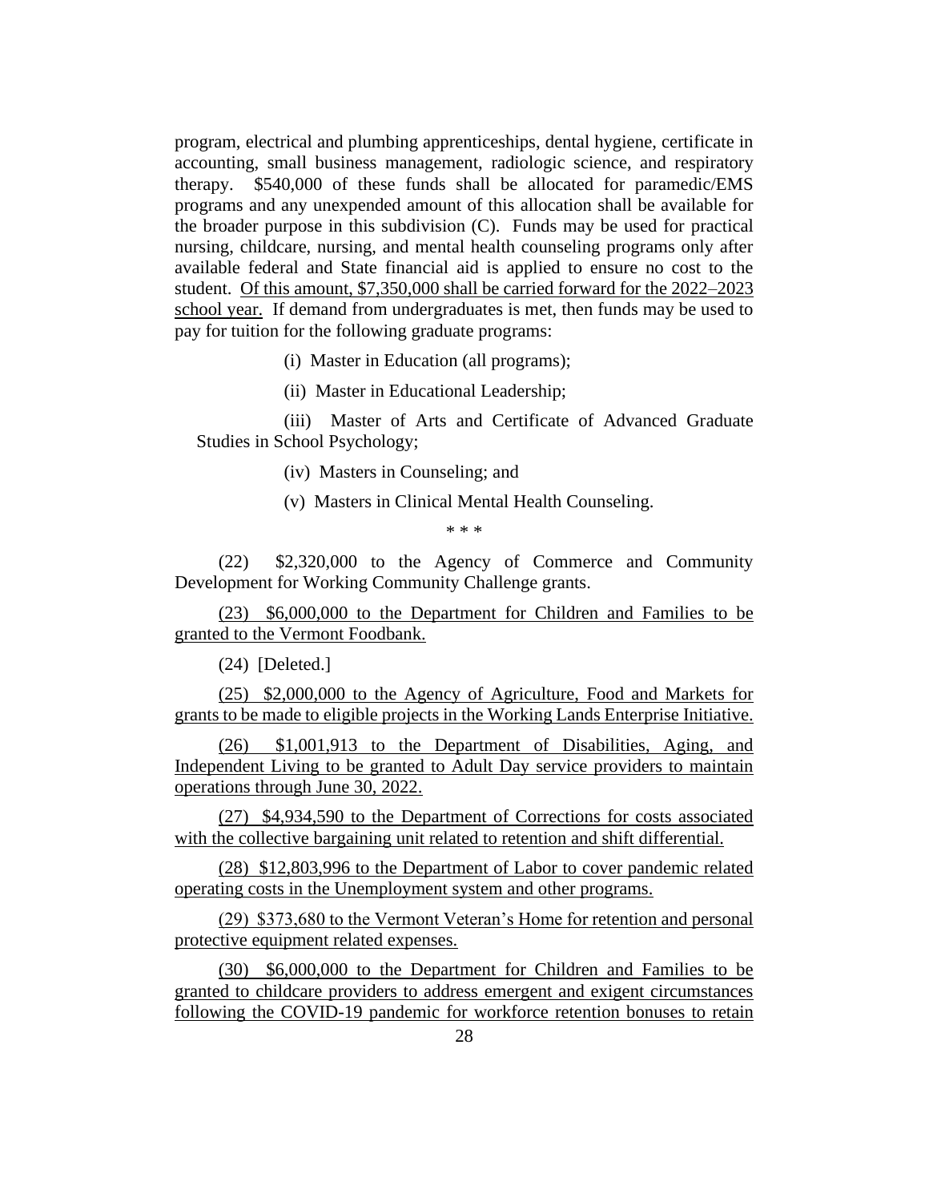program, electrical and plumbing apprenticeships, dental hygiene, certificate in accounting, small business management, radiologic science, and respiratory therapy. $540,000 of these funds shall be allocated for paramedic/EMS programs and any unexpended amount of this allocation shall be available for the broader purpose in this subdivision (C). Funds may be used for practical nursing, childcare, nursing, and mental health counseling programs only after available federal and State financial aid is applied to ensure no cost to the student. <u>Of this amount, $7,350,000 shall be carried forward for the 2022–2023 school year.</u> If demand from undergraduates is met, then funds may be used to pay for tuition for the following graduate programs:

(i) Master in Education (all programs);

(ii) Master in Educational Leadership;

(iii) Master of Arts and Certificate of Advanced Graduate Studies in School Psychology;

(iv) Masters in Counseling; and

(v) Masters in Clinical Mental Health Counseling.

\* \* \*

(22) $2,320,000 to the Agency of Commerce and Community Development for Working Community Challenge grants.

<u>(23) $6,000,000 to the Department for Children and Families to be granted to the Vermont Foodbank.</u>

(24) [Deleted.]

<u>(25) $2,000,000 to the Agency of Agriculture, Food and Markets for grants to be made to eligible projects in the Working Lands Enterprise Initiative.</u>

<u>(26) $1,001,913 to the Department of Disabilities, Aging, and Independent Living to be granted to Adult Day service providers to maintain operations through June 30, 2022.</u>

<u>(27) $4,934,590 to the Department of Corrections for costs associated with the collective bargaining unit related to retention and shift differential.</u>

<u>(28) $12,803,996 to the Department of Labor to cover pandemic related operating costs in the Unemployment system and other programs.</u>

<u>(29) $373,680 to the Vermont Veteran's Home for retention and personal protective equipment related expenses.</u>

<u>(30) $6,000,000 to the Department for Children and Families to be granted to childcare providers to address emergent and exigent circumstances following the COVID-19 pandemic for workforce retention bonuses to retain</u>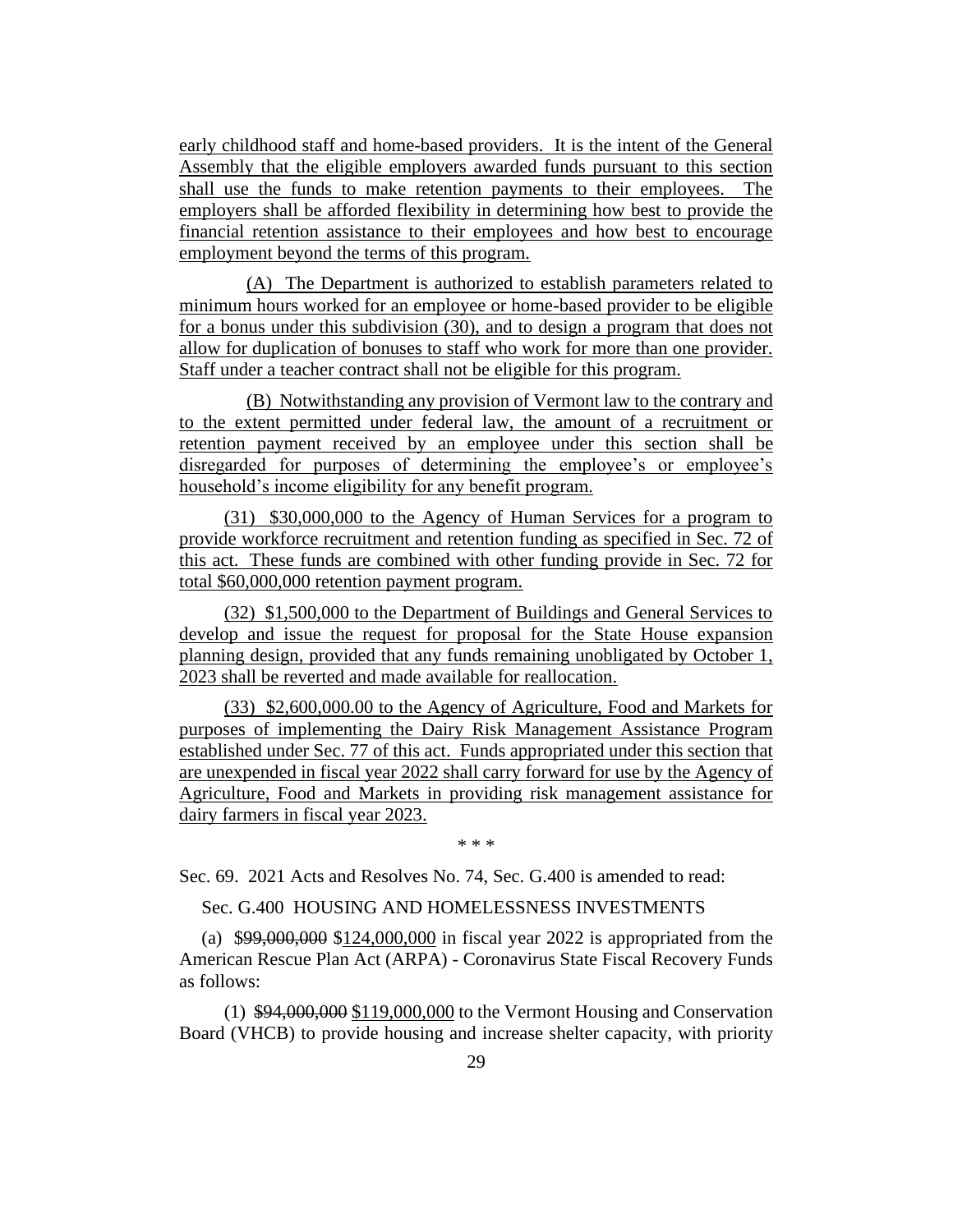early childhood staff and home-based providers. It is the intent of the General Assembly that the eligible employers awarded funds pursuant to this section shall use the funds to make retention payments to their employees. The employers shall be afforded flexibility in determining how best to provide the financial retention assistance to their employees and how best to encourage employment beyond the terms of this program.

(A) The Department is authorized to establish parameters related to minimum hours worked for an employee or home-based provider to be eligible for a bonus under this subdivision (30), and to design a program that does not allow for duplication of bonuses to staff who work for more than one provider. Staff under a teacher contract shall not be eligible for this program.

(B) Notwithstanding any provision of Vermont law to the contrary and to the extent permitted under federal law, the amount of a recruitment or retention payment received by an employee under this section shall be disregarded for purposes of determining the employee's or employee's household's income eligibility for any benefit program.

(31) $30,000,000 to the Agency of Human Services for a program to provide workforce recruitment and retention funding as specified in Sec. 72 of this act. These funds are combined with other funding provide in Sec. 72 for total $60,000,000 retention payment program.

(32) $1,500,000 to the Department of Buildings and General Services to develop and issue the request for proposal for the State House expansion planning design, provided that any funds remaining unobligated by October 1, 2023 shall be reverted and made available for reallocation.

(33) $2,600,000.00 to the Agency of Agriculture, Food and Markets for purposes of implementing the Dairy Risk Management Assistance Program established under Sec. 77 of this act. Funds appropriated under this section that are unexpended in fiscal year 2022 shall carry forward for use by the Agency of Agriculture, Food and Markets in providing risk management assistance for dairy farmers in fiscal year 2023.

\* \* \*

Sec. 69. 2021 Acts and Resolves No. 74, Sec. G.400 is amended to read:

Sec. G.400 HOUSING AND HOMELESSNESS INVESTMENTS

(a) ~~$99,000,000~~ $124,000,000 in fiscal year 2022 is appropriated from the American Rescue Plan Act (ARPA) - Coronavirus State Fiscal Recovery Funds as follows:

(1) ~~$94,000,000~~ $119,000,000 to the Vermont Housing and Conservation Board (VHCB) to provide housing and increase shelter capacity, with priority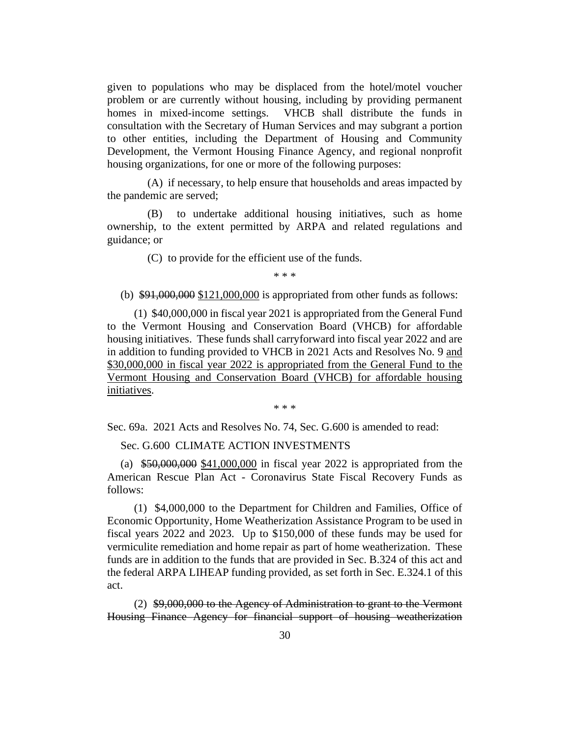given to populations who may be displaced from the hotel/motel voucher problem or are currently without housing, including by providing permanent homes in mixed-income settings. VHCB shall distribute the funds in consultation with the Secretary of Human Services and may subgrant a portion to other entities, including the Department of Housing and Community Development, the Vermont Housing Finance Agency, and regional nonprofit housing organizations, for one or more of the following purposes:

(A) if necessary, to help ensure that households and areas impacted by the pandemic are served;

(B) to undertake additional housing initiatives, such as home ownership, to the extent permitted by ARPA and related regulations and guidance; or

(C) to provide for the efficient use of the funds.

\* \* \*

(b) ~~$91,000,000~~ <u>$121,000,000</u> is appropriated from other funds as follows:

(1) $40,000,000 in fiscal year 2021 is appropriated from the General Fund to the Vermont Housing and Conservation Board (VHCB) for affordable housing initiatives. These funds shall carryforward into fiscal year 2022 and are in addition to funding provided to VHCB in 2021 Acts and Resolves No. 9 <u>and $30,000,000 in fiscal year 2022 is appropriated from the General Fund to the Vermont Housing and Conservation Board (VHCB) for affordable housing initiatives</u>.

\* \* \*

Sec. 69a. 2021 Acts and Resolves No. 74, Sec. G.600 is amended to read:

Sec. G.600 CLIMATE ACTION INVESTMENTS

(a) ~~$50,000,000~~ <u>$41,000,000</u> in fiscal year 2022 is appropriated from the American Rescue Plan Act - Coronavirus State Fiscal Recovery Funds as follows:

(1) $4,000,000 to the Department for Children and Families, Office of Economic Opportunity, Home Weatherization Assistance Program to be used in fiscal years 2022 and 2023. Up to $150,000 of these funds may be used for vermiculite remediation and home repair as part of home weatherization. These funds are in addition to the funds that are provided in Sec. B.324 of this act and the federal ARPA LIHEAP funding provided, as set forth in Sec. E.324.1 of this act.

(2) ~~$9,000,000 to the Agency of Administration to grant to the Vermont Housing Finance Agency for financial support of housing weatherization~~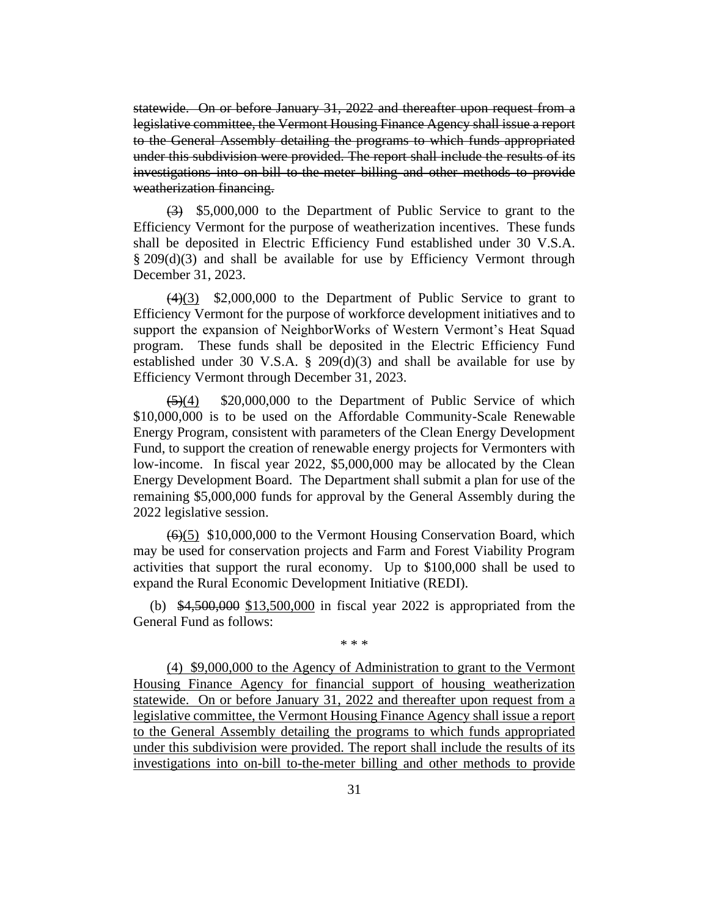~~statewide. On or before January 31, 2022 and thereafter upon request from a legislative committee, the Vermont Housing Finance Agency shall issue a report to the General Assembly detailing the programs to which funds appropriated under this subdivision were provided. The report shall include the results of its investigations into on-bill to-the-meter billing and other methods to provide weatherization financing.~~

~~(3)~~ $5,000,000 to the Department of Public Service to grant to the Efficiency Vermont for the purpose of weatherization incentives. These funds shall be deposited in Electric Efficiency Fund established under 30 V.S.A. § 209(d)(3) and shall be available for use by Efficiency Vermont through December 31, 2023.

~~(4)~~<u>(3)</u> $2,000,000 to the Department of Public Service to grant to Efficiency Vermont for the purpose of workforce development initiatives and to support the expansion of NeighborWorks of Western Vermont's Heat Squad program. These funds shall be deposited in the Electric Efficiency Fund established under 30 V.S.A. § 209(d)(3) and shall be available for use by Efficiency Vermont through December 31, 2023.

~~(5)~~<u>(4)</u> $20,000,000 to the Department of Public Service of which $10,000,000 is to be used on the Affordable Community-Scale Renewable Energy Program, consistent with parameters of the Clean Energy Development Fund, to support the creation of renewable energy projects for Vermonters with low-income. In fiscal year 2022, $5,000,000 may be allocated by the Clean Energy Development Board. The Department shall submit a plan for use of the remaining $5,000,000 funds for approval by the General Assembly during the 2022 legislative session.

~~(6)~~<u>(5)</u> $10,000,000 to the Vermont Housing Conservation Board, which may be used for conservation projects and Farm and Forest Viability Program activities that support the rural economy. Up to $100,000 shall be used to expand the Rural Economic Development Initiative (REDI).

(b) ~~$4,500,000~~ <u>$13,500,000</u> in fiscal year 2022 is appropriated from the General Fund as follows:

\* \* \*

<u>(4) $9,000,000 to the Agency of Administration to grant to the Vermont Housing Finance Agency for financial support of housing weatherization statewide. On or before January 31, 2022 and thereafter upon request from a legislative committee, the Vermont Housing Finance Agency shall issue a report to the General Assembly detailing the programs to which funds appropriated under this subdivision were provided. The report shall include the results of its investigations into on-bill to-the-meter billing and other methods to provide</u>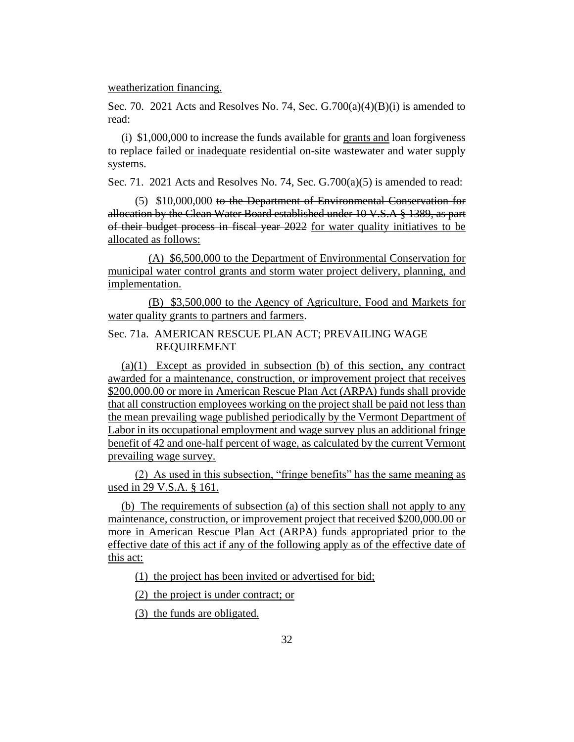weatherization financing.

Sec. 70. 2021 Acts and Resolves No. 74, Sec. G.700(a)(4)(B)(i) is amended to read:

(i) $1,000,000 to increase the funds available for grants and loan forgiveness to replace failed or inadequate residential on-site wastewater and water supply systems.

Sec. 71. 2021 Acts and Resolves No. 74, Sec. G.700(a)(5) is amended to read:

(5) $10,000,000 ~~to the Department of Environmental Conservation for allocation by the Clean Water Board established under 10 V.S.A § 1389, as part of their budget process in fiscal year 2022~~ for water quality initiatives to be allocated as follows:

(A) $6,500,000 to the Department of Environmental Conservation for municipal water control grants and storm water project delivery, planning, and implementation.

(B) $3,500,000 to the Agency of Agriculture, Food and Markets for water quality grants to partners and farmers.

Sec. 71a. AMERICAN RESCUE PLAN ACT; PREVAILING WAGE REQUIREMENT

(a)(1) Except as provided in subsection (b) of this section, any contract awarded for a maintenance, construction, or improvement project that receives $200,000.00 or more in American Rescue Plan Act (ARPA) funds shall provide that all construction employees working on the project shall be paid not less than the mean prevailing wage published periodically by the Vermont Department of Labor in its occupational employment and wage survey plus an additional fringe benefit of 42 and one-half percent of wage, as calculated by the current Vermont prevailing wage survey.

(2) As used in this subsection, "fringe benefits" has the same meaning as used in 29 V.S.A. § 161.

(b) The requirements of subsection (a) of this section shall not apply to any maintenance, construction, or improvement project that received $200,000.00 or more in American Rescue Plan Act (ARPA) funds appropriated prior to the effective date of this act if any of the following apply as of the effective date of this act:

(1) the project has been invited or advertised for bid;

(2) the project is under contract; or

(3) the funds are obligated.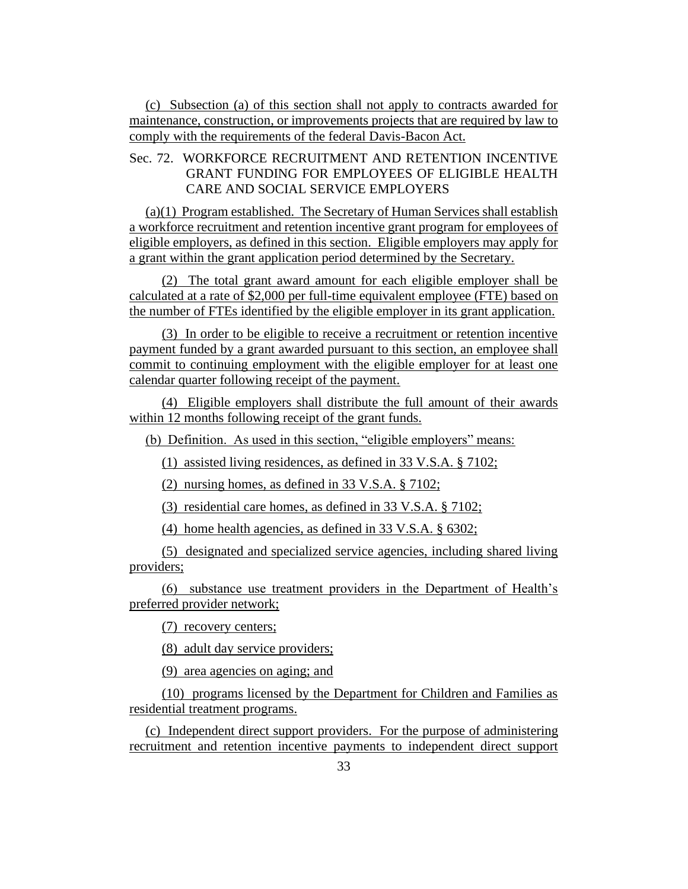(c) Subsection (a) of this section shall not apply to contracts awarded for maintenance, construction, or improvements projects that are required by law to comply with the requirements of the federal Davis-Bacon Act.

Sec. 72. WORKFORCE RECRUITMENT AND RETENTION INCENTIVE GRANT FUNDING FOR EMPLOYEES OF ELIGIBLE HEALTH CARE AND SOCIAL SERVICE EMPLOYERS

(a)(1) Program established. The Secretary of Human Services shall establish a workforce recruitment and retention incentive grant program for employees of eligible employers, as defined in this section. Eligible employers may apply for a grant within the grant application period determined by the Secretary.

(2) The total grant award amount for each eligible employer shall be calculated at a rate of $2,000 per full-time equivalent employee (FTE) based on the number of FTEs identified by the eligible employer in its grant application.

(3) In order to be eligible to receive a recruitment or retention incentive payment funded by a grant awarded pursuant to this section, an employee shall commit to continuing employment with the eligible employer for at least one calendar quarter following receipt of the payment.

(4) Eligible employers shall distribute the full amount of their awards within 12 months following receipt of the grant funds.

(b) Definition. As used in this section, "eligible employers" means:

(1) assisted living residences, as defined in 33 V.S.A. § 7102;

(2) nursing homes, as defined in 33 V.S.A. § 7102;

(3) residential care homes, as defined in 33 V.S.A. § 7102;

(4) home health agencies, as defined in 33 V.S.A. § 6302;

(5) designated and specialized service agencies, including shared living providers;

(6) substance use treatment providers in the Department of Health's preferred provider network;

(7) recovery centers;

(8) adult day service providers;

(9) area agencies on aging; and

(10) programs licensed by the Department for Children and Families as residential treatment programs.

(c) Independent direct support providers. For the purpose of administering recruitment and retention incentive payments to independent direct support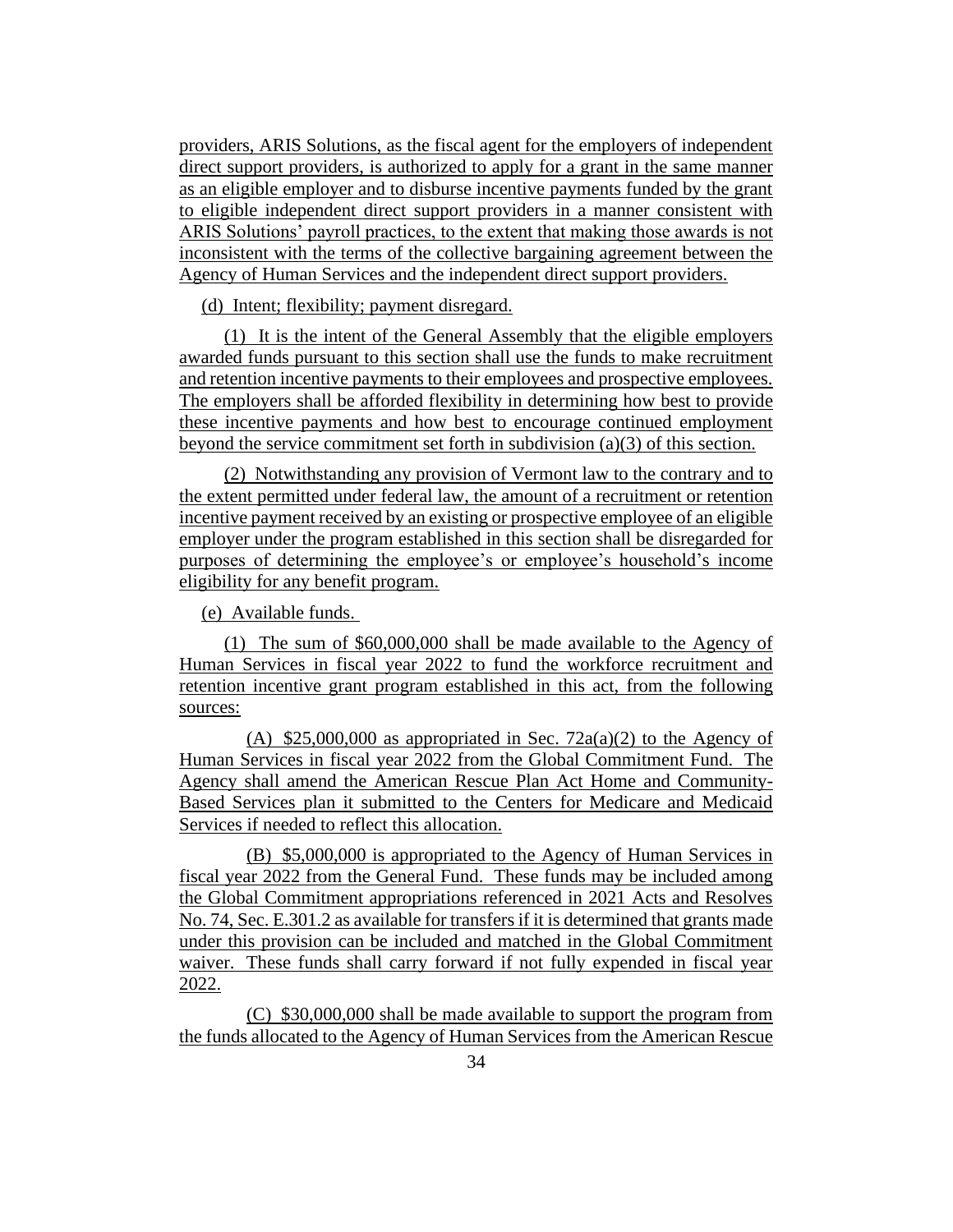providers, ARIS Solutions, as the fiscal agent for the employers of independent direct support providers, is authorized to apply for a grant in the same manner as an eligible employer and to disburse incentive payments funded by the grant to eligible independent direct support providers in a manner consistent with ARIS Solutions' payroll practices, to the extent that making those awards is not inconsistent with the terms of the collective bargaining agreement between the Agency of Human Services and the independent direct support providers.

(d) Intent; flexibility; payment disregard.

(1) It is the intent of the General Assembly that the eligible employers awarded funds pursuant to this section shall use the funds to make recruitment and retention incentive payments to their employees and prospective employees. The employers shall be afforded flexibility in determining how best to provide these incentive payments and how best to encourage continued employment beyond the service commitment set forth in subdivision (a)(3) of this section.

(2) Notwithstanding any provision of Vermont law to the contrary and to the extent permitted under federal law, the amount of a recruitment or retention incentive payment received by an existing or prospective employee of an eligible employer under the program established in this section shall be disregarded for purposes of determining the employee's or employee's household's income eligibility for any benefit program.

(e) Available funds.

(1) The sum of $60,000,000 shall be made available to the Agency of Human Services in fiscal year 2022 to fund the workforce recruitment and retention incentive grant program established in this act, from the following sources:

(A) $25,000,000 as appropriated in Sec. 72a(a)(2) to the Agency of Human Services in fiscal year 2022 from the Global Commitment Fund. The Agency shall amend the American Rescue Plan Act Home and Community-Based Services plan it submitted to the Centers for Medicare and Medicaid Services if needed to reflect this allocation.

(B) $5,000,000 is appropriated to the Agency of Human Services in fiscal year 2022 from the General Fund. These funds may be included among the Global Commitment appropriations referenced in 2021 Acts and Resolves No. 74, Sec. E.301.2 as available for transfers if it is determined that grants made under this provision can be included and matched in the Global Commitment waiver. These funds shall carry forward if not fully expended in fiscal year 2022.

(C) $30,000,000 shall be made available to support the program from the funds allocated to the Agency of Human Services from the American Rescue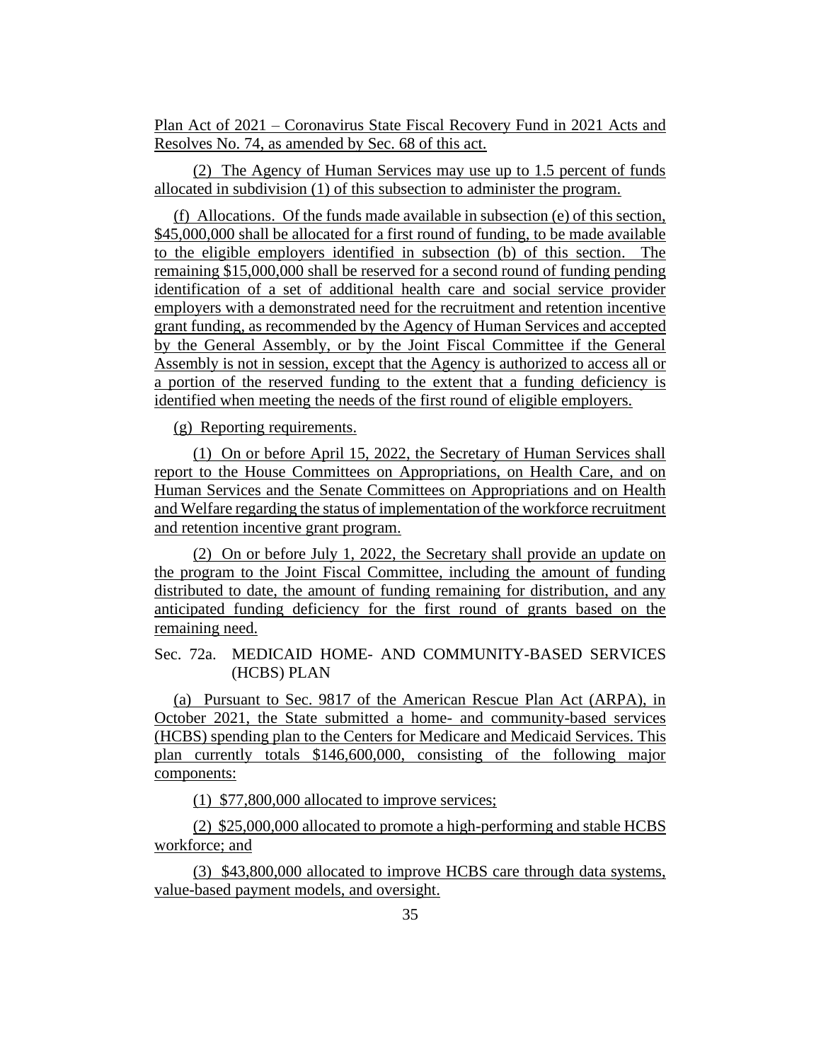Plan Act of 2021 – Coronavirus State Fiscal Recovery Fund in 2021 Acts and Resolves No. 74, as amended by Sec. 68 of this act.

(2) The Agency of Human Services may use up to 1.5 percent of funds allocated in subdivision (1) of this subsection to administer the program.

(f) Allocations. Of the funds made available in subsection (e) of this section, $45,000,000 shall be allocated for a first round of funding, to be made available to the eligible employers identified in subsection (b) of this section. The remaining $15,000,000 shall be reserved for a second round of funding pending identification of a set of additional health care and social service provider employers with a demonstrated need for the recruitment and retention incentive grant funding, as recommended by the Agency of Human Services and accepted by the General Assembly, or by the Joint Fiscal Committee if the General Assembly is not in session, except that the Agency is authorized to access all or a portion of the reserved funding to the extent that a funding deficiency is identified when meeting the needs of the first round of eligible employers.

(g) Reporting requirements.

(1) On or before April 15, 2022, the Secretary of Human Services shall report to the House Committees on Appropriations, on Health Care, and on Human Services and the Senate Committees on Appropriations and on Health and Welfare regarding the status of implementation of the workforce recruitment and retention incentive grant program.

(2) On or before July 1, 2022, the Secretary shall provide an update on the program to the Joint Fiscal Committee, including the amount of funding distributed to date, the amount of funding remaining for distribution, and any anticipated funding deficiency for the first round of grants based on the remaining need.

Sec. 72a. MEDICAID HOME- AND COMMUNITY-BASED SERVICES (HCBS) PLAN

(a) Pursuant to Sec. 9817 of the American Rescue Plan Act (ARPA), in October 2021, the State submitted a home- and community-based services (HCBS) spending plan to the Centers for Medicare and Medicaid Services. This plan currently totals $146,600,000, consisting of the following major components:

(1) $77,800,000 allocated to improve services;

(2) $25,000,000 allocated to promote a high-performing and stable HCBS workforce; and

(3) $43,800,000 allocated to improve HCBS care through data systems, value-based payment models, and oversight.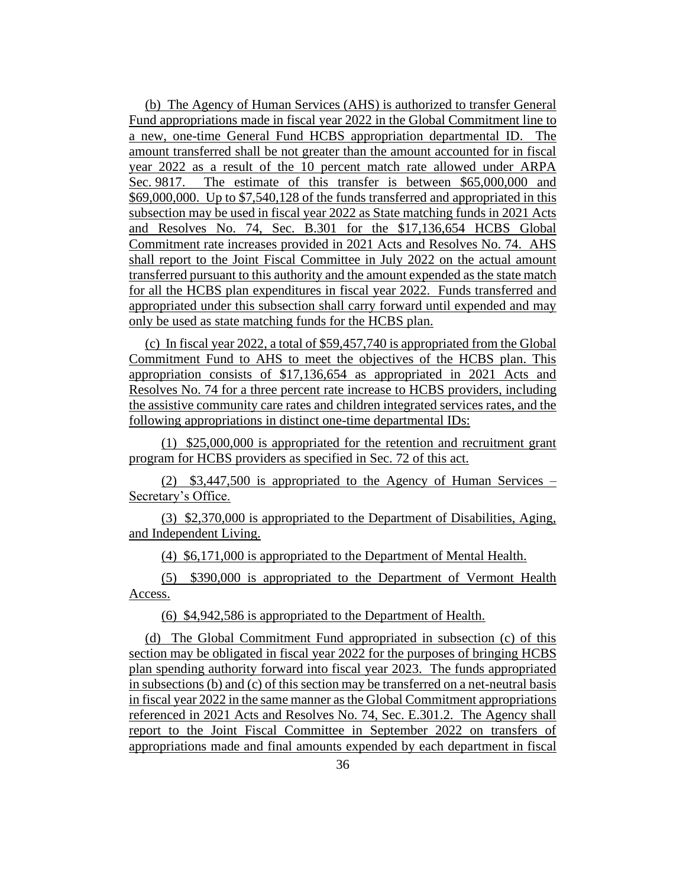(b) The Agency of Human Services (AHS) is authorized to transfer General Fund appropriations made in fiscal year 2022 in the Global Commitment line to a new, one-time General Fund HCBS appropriation departmental ID. The amount transferred shall be not greater than the amount accounted for in fiscal year 2022 as a result of the 10 percent match rate allowed under ARPA Sec. 9817. The estimate of this transfer is between $65,000,000 and $69,000,000. Up to $7,540,128 of the funds transferred and appropriated in this subsection may be used in fiscal year 2022 as State matching funds in 2021 Acts and Resolves No. 74, Sec. B.301 for the $17,136,654 HCBS Global Commitment rate increases provided in 2021 Acts and Resolves No. 74. AHS shall report to the Joint Fiscal Committee in July 2022 on the actual amount transferred pursuant to this authority and the amount expended as the state match for all the HCBS plan expenditures in fiscal year 2022. Funds transferred and appropriated under this subsection shall carry forward until expended and may only be used as state matching funds for the HCBS plan.

(c) In fiscal year 2022, a total of $59,457,740 is appropriated from the Global Commitment Fund to AHS to meet the objectives of the HCBS plan. This appropriation consists of $17,136,654 as appropriated in 2021 Acts and Resolves No. 74 for a three percent rate increase to HCBS providers, including the assistive community care rates and children integrated services rates, and the following appropriations in distinct one-time departmental IDs:

(1) $25,000,000 is appropriated for the retention and recruitment grant program for HCBS providers as specified in Sec. 72 of this act.

(2) $3,447,500 is appropriated to the Agency of Human Services – Secretary's Office.

(3) $2,370,000 is appropriated to the Department of Disabilities, Aging, and Independent Living.

(4) $6,171,000 is appropriated to the Department of Mental Health.

(5) $390,000 is appropriated to the Department of Vermont Health Access.

(6) $4,942,586 is appropriated to the Department of Health.

(d) The Global Commitment Fund appropriated in subsection (c) of this section may be obligated in fiscal year 2022 for the purposes of bringing HCBS plan spending authority forward into fiscal year 2023. The funds appropriated in subsections (b) and (c) of this section may be transferred on a net-neutral basis in fiscal year 2022 in the same manner as the Global Commitment appropriations referenced in 2021 Acts and Resolves No. 74, Sec. E.301.2. The Agency shall report to the Joint Fiscal Committee in September 2022 on transfers of appropriations made and final amounts expended by each department in fiscal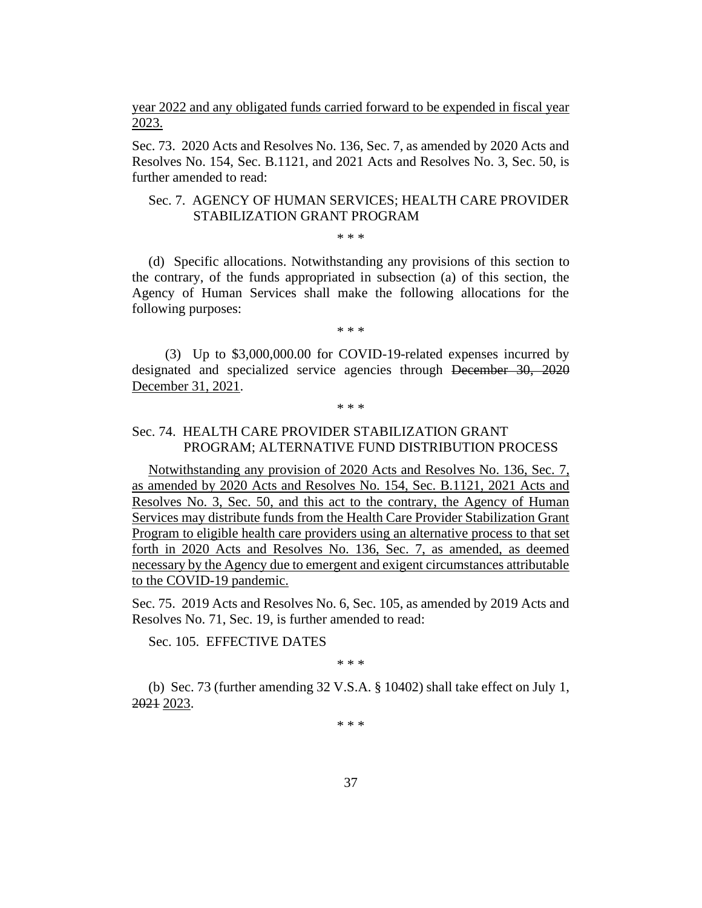year 2022 and any obligated funds carried forward to be expended in fiscal year 2023.

Sec. 73. 2020 Acts and Resolves No. 136, Sec. 7, as amended by 2020 Acts and Resolves No. 154, Sec. B.1121, and 2021 Acts and Resolves No. 3, Sec. 50, is further amended to read:

Sec. 7. AGENCY OF HUMAN SERVICES; HEALTH CARE PROVIDER STABILIZATION GRANT PROGRAM

\* \* \*

(d) Specific allocations. Notwithstanding any provisions of this section to the contrary, of the funds appropriated in subsection (a) of this section, the Agency of Human Services shall make the following allocations for the following purposes:

\* \* \*

(3) Up to $3,000,000.00 for COVID-19-related expenses incurred by designated and specialized service agencies through ~~December 30, 2020~~ December 31, 2021.

\* \* \*

Sec. 74. HEALTH CARE PROVIDER STABILIZATION GRANT PROGRAM; ALTERNATIVE FUND DISTRIBUTION PROCESS

Notwithstanding any provision of 2020 Acts and Resolves No. 136, Sec. 7, as amended by 2020 Acts and Resolves No. 154, Sec. B.1121, 2021 Acts and Resolves No. 3, Sec. 50, and this act to the contrary, the Agency of Human Services may distribute funds from the Health Care Provider Stabilization Grant Program to eligible health care providers using an alternative process to that set forth in 2020 Acts and Resolves No. 136, Sec. 7, as amended, as deemed necessary by the Agency due to emergent and exigent circumstances attributable to the COVID-19 pandemic.

Sec. 75. 2019 Acts and Resolves No. 6, Sec. 105, as amended by 2019 Acts and Resolves No. 71, Sec. 19, is further amended to read:

Sec. 105. EFFECTIVE DATES

\* \* \*

(b) Sec. 73 (further amending 32 V.S.A. § 10402) shall take effect on July 1, ~~2021~~ 2023.

\* \* \*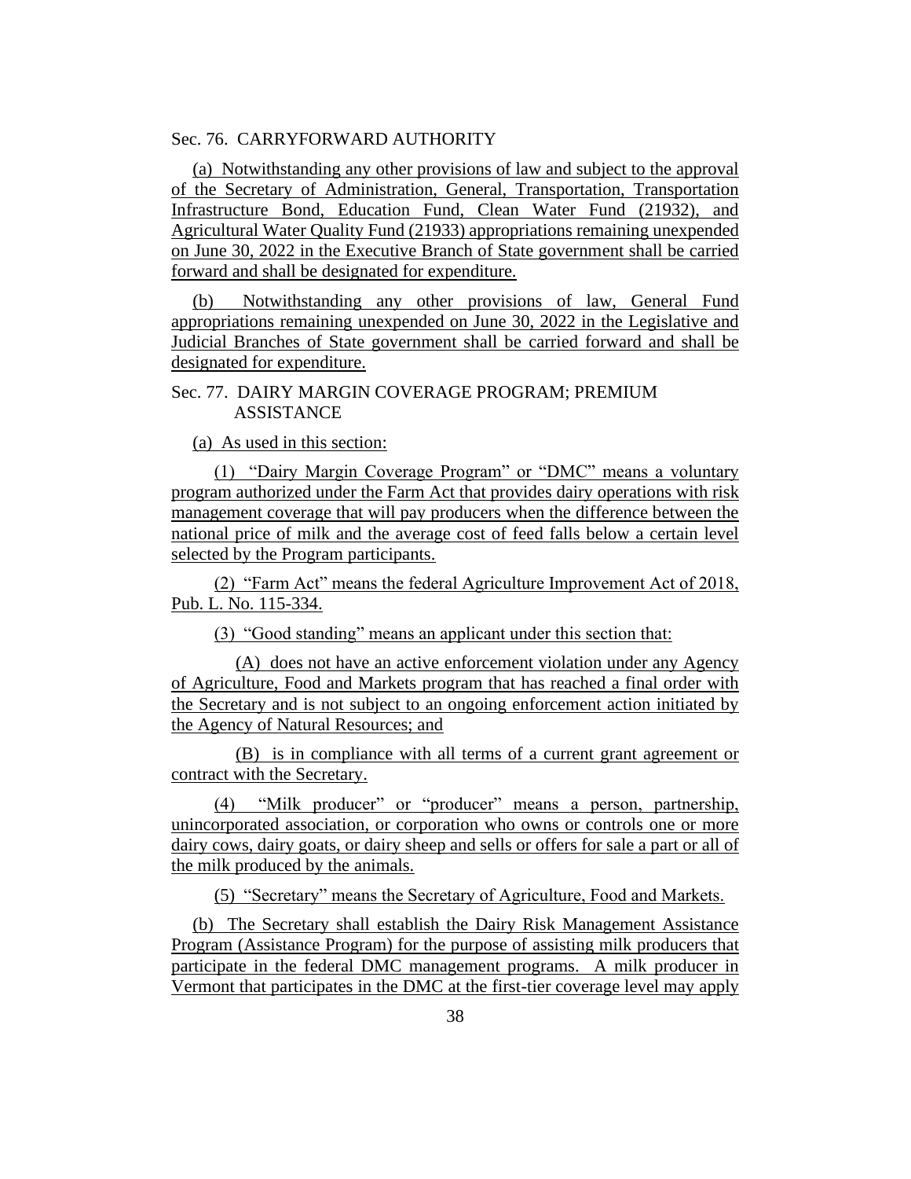Sec. 76. CARRYFORWARD AUTHORITY

(a) Notwithstanding any other provisions of law and subject to the approval of the Secretary of Administration, General, Transportation, Transportation Infrastructure Bond, Education Fund, Clean Water Fund (21932), and Agricultural Water Quality Fund (21933) appropriations remaining unexpended on June 30, 2022 in the Executive Branch of State government shall be carried forward and shall be designated for expenditure.

(b) Notwithstanding any other provisions of law, General Fund appropriations remaining unexpended on June 30, 2022 in the Legislative and Judicial Branches of State government shall be carried forward and shall be designated for expenditure.

Sec. 77. DAIRY MARGIN COVERAGE PROGRAM; PREMIUM ASSISTANCE

(a) As used in this section:

(1) "Dairy Margin Coverage Program" or "DMC" means a voluntary program authorized under the Farm Act that provides dairy operations with risk management coverage that will pay producers when the difference between the national price of milk and the average cost of feed falls below a certain level selected by the Program participants.

(2) "Farm Act" means the federal Agriculture Improvement Act of 2018, Pub. L. No. 115-334.

(3) "Good standing" means an applicant under this section that:

(A) does not have an active enforcement violation under any Agency of Agriculture, Food and Markets program that has reached a final order with the Secretary and is not subject to an ongoing enforcement action initiated by the Agency of Natural Resources; and

(B) is in compliance with all terms of a current grant agreement or contract with the Secretary.

(4) "Milk producer" or "producer" means a person, partnership, unincorporated association, or corporation who owns or controls one or more dairy cows, dairy goats, or dairy sheep and sells or offers for sale a part or all of the milk produced by the animals.

(5) "Secretary" means the Secretary of Agriculture, Food and Markets.

(b) The Secretary shall establish the Dairy Risk Management Assistance Program (Assistance Program) for the purpose of assisting milk producers that participate in the federal DMC management programs. A milk producer in Vermont that participates in the DMC at the first-tier coverage level may apply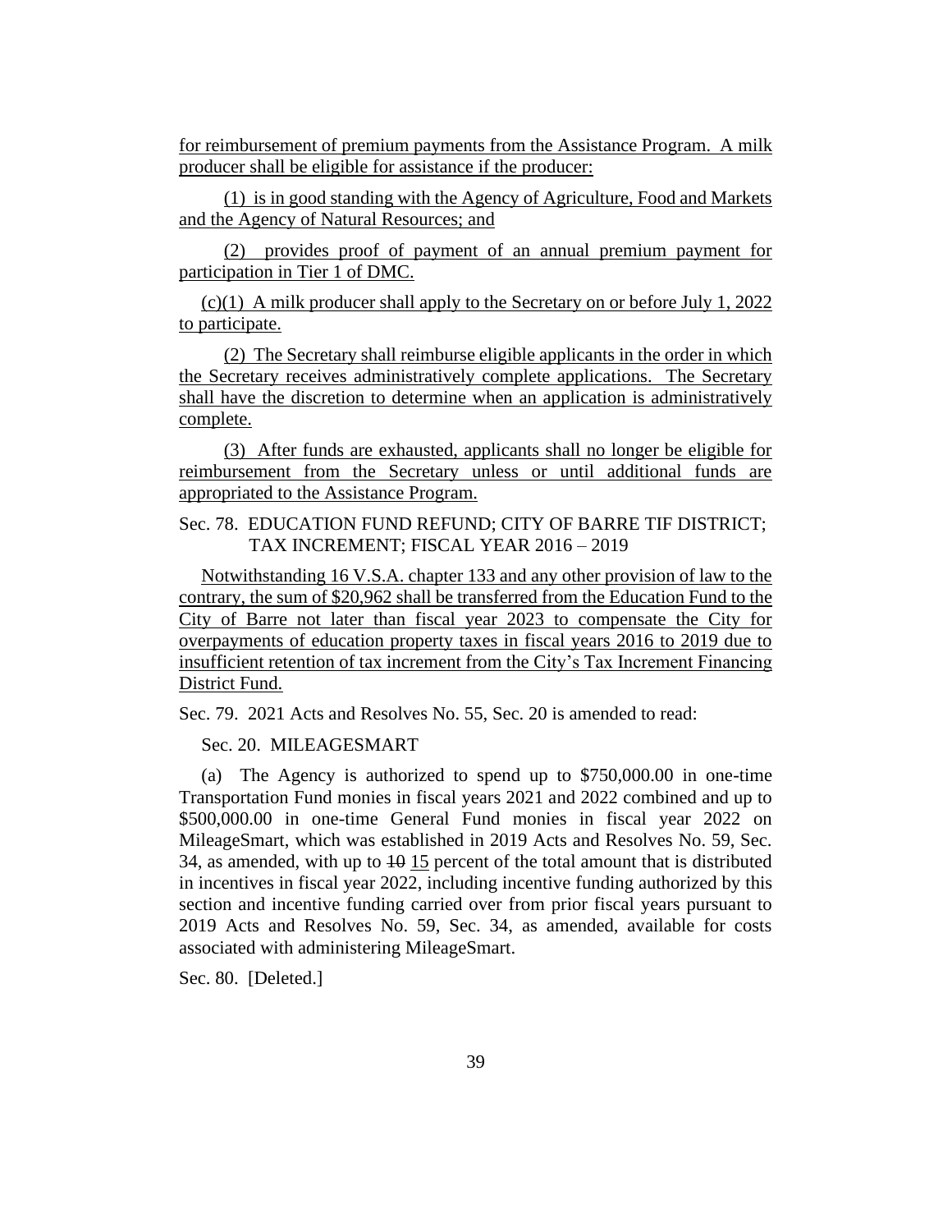for reimbursement of premium payments from the Assistance Program. A milk producer shall be eligible for assistance if the producer:

(1) is in good standing with the Agency of Agriculture, Food and Markets and the Agency of Natural Resources; and

(2) provides proof of payment of an annual premium payment for participation in Tier 1 of DMC.

(c)(1) A milk producer shall apply to the Secretary on or before July 1, 2022 to participate.

(2) The Secretary shall reimburse eligible applicants in the order in which the Secretary receives administratively complete applications. The Secretary shall have the discretion to determine when an application is administratively complete.

(3) After funds are exhausted, applicants shall no longer be eligible for reimbursement from the Secretary unless or until additional funds are appropriated to the Assistance Program.

Sec. 78. EDUCATION FUND REFUND; CITY OF BARRE TIF DISTRICT; TAX INCREMENT; FISCAL YEAR 2016 – 2019

Notwithstanding 16 V.S.A. chapter 133 and any other provision of law to the contrary, the sum of $20,962 shall be transferred from the Education Fund to the City of Barre not later than fiscal year 2023 to compensate the City for overpayments of education property taxes in fiscal years 2016 to 2019 due to insufficient retention of tax increment from the City's Tax Increment Financing District Fund.

Sec. 79. 2021 Acts and Resolves No. 55, Sec. 20 is amended to read:

Sec. 20. MILEAGESMART

(a) The Agency is authorized to spend up to $750,000.00 in one-time Transportation Fund monies in fiscal years 2021 and 2022 combined and up to $500,000.00 in one-time General Fund monies in fiscal year 2022 on MileageSmart, which was established in 2019 Acts and Resolves No. 59, Sec. 34, as amended, with up to ~~10~~ 15 percent of the total amount that is distributed in incentives in fiscal year 2022, including incentive funding authorized by this section and incentive funding carried over from prior fiscal years pursuant to 2019 Acts and Resolves No. 59, Sec. 34, as amended, available for costs associated with administering MileageSmart.

Sec. 80. [Deleted.]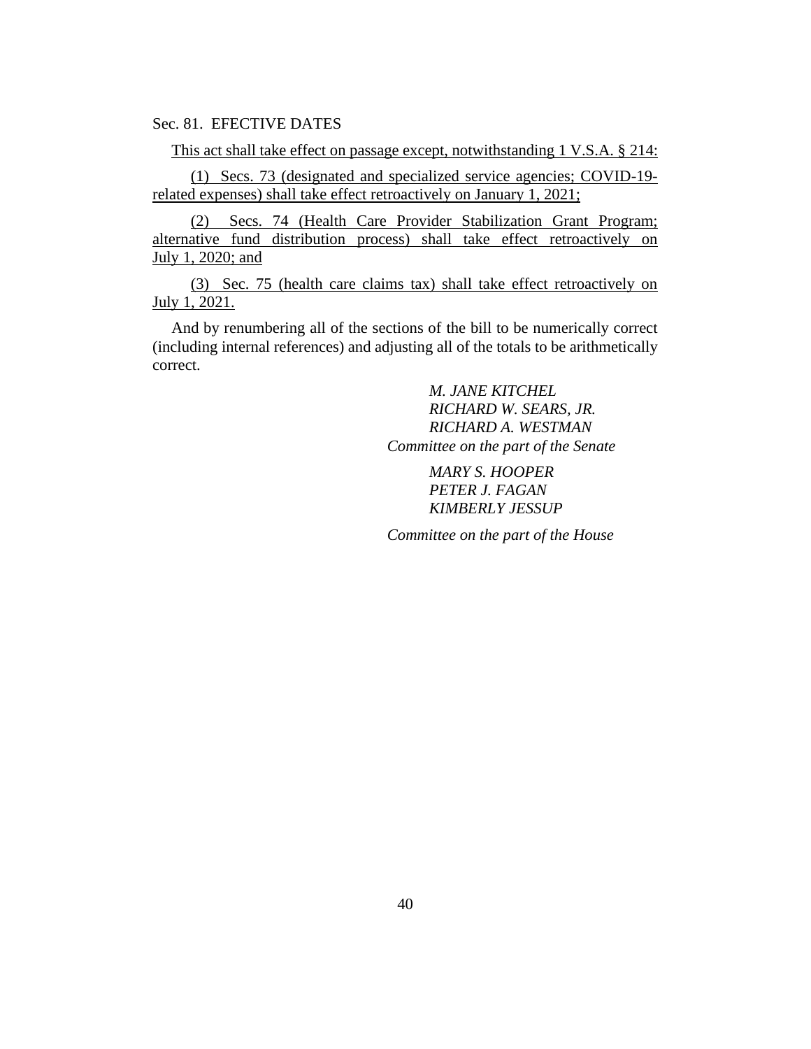Sec. 81. EFECTIVE DATES

This act shall take effect on passage except, notwithstanding 1 V.S.A. § 214:

(1) Secs. 73 (designated and specialized service agencies; COVID-19-related expenses) shall take effect retroactively on January 1, 2021;

(2) Secs. 74 (Health Care Provider Stabilization Grant Program; alternative fund distribution process) shall take effect retroactively on July 1, 2020; and

(3) Sec. 75 (health care claims tax) shall take effect retroactively on July 1, 2021.

And by renumbering all of the sections of the bill to be numerically correct (including internal references) and adjusting all of the totals to be arithmetically correct.

*M. JANE KITCHEL*
*RICHARD W. SEARS, JR.*
*RICHARD A. WESTMAN*
*Committee on the part of the Senate*

*MARY S. HOOPER*
*PETER J. FAGAN*
*KIMBERLY JESSUP*

*Committee on the part of the House*